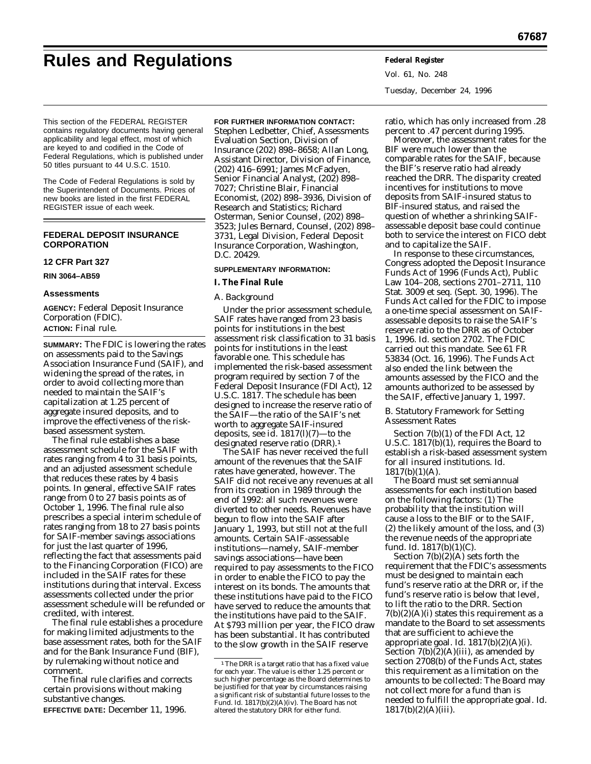# Rules and Regulations

This section of the FEDERAL REGISTER contains regulatory documents having general applicability and legal effect, most of which are keyed to and codified in the Code of Federal Regulations, which is published under 50 titles pursuant to 44 U.S.C. 1510.

The Code of Federal Regulations is sold by the Superintendent of Documents. Prices of new books are listed in the first FEDERAL REGISTER issue of each week.

## FEDERAL DEPOSIT INSURANCE CORPORATION

### 12 CFR Part 327

**RIN 3064–AB59**

### Assessments

**AGENCY:** Federal Deposit Insurance Corporation (FDIC).

**ACTION:** Final rule.

**SUMMARY:** The FDIC is lowering the rates on assessments paid to the Savings Association Insurance Fund (SAIF), and widening the spread of the rates, in order to avoid collecting more than needed to maintain the SAIF's capitalization at 1.25 percent of aggregate insured deposits, and to improve the effectiveness of the risk-based assessment system.

The final rule establishes a base assessment schedule for the SAIF with rates ranging from 4 to 31 basis points, and an adjusted assessment schedule that reduces these rates by 4 basis points. In general, effective SAIF rates range from 0 to 27 basis points as of October 1, 1996. The final rule also prescribes a special interim schedule of rates ranging from 18 to 27 basis points for SAIF-member savings associations for just the last quarter of 1996, reflecting the fact that assessments paid to the Financing Corporation (FICO) are included in the SAIF rates for these institutions during that interval. Excess assessments collected under the prior assessment schedule will be refunded or credited, with interest.

The final rule establishes a procedure for making limited adjustments to the base assessment rates, both for the SAIF and for the Bank Insurance Fund (BIF), by rulemaking without notice and comment.

The final rule clarifies and corrects certain provisions without making substantive changes.

**EFFECTIVE DATE:** December 11, 1996.

**FOR FURTHER INFORMATION CONTACT:** Stephen Ledbetter, Chief, Assessments Evaluation Section, Division of Insurance (202) 898–8658; Allan Long, Assistant Director, Division of Finance, (202) 416–6991; James McFadyen, Senior Financial Analyst, (202) 898–7027; Christine Blair, Financial Economist, (202) 898–3936, Division of Research and Statistics; Richard Osterman, Senior Counsel, (202) 898–3523; Jules Bernard, Counsel, (202) 898–3731, Legal Division, Federal Deposit Insurance Corporation, Washington, D.C. 20429.

**SUPPLEMENTARY INFORMATION:**

## I. The Final Rule

### A. Background

Under the prior assessment schedule, SAIF rates have ranged from 23 basis points for institutions in the best assessment risk classification to 31 basis points for institutions in the least favorable one. This schedule has implemented the risk-based assessment program required by section 7 of the Federal Deposit Insurance Act (FDI Act), 12 U.S.C. 1817. The schedule has been designed to increase the reserve ratio of the SAIF—the ratio of the SAIF's net worth to aggregate SAIF-insured deposits, see *id.* 1817(l)(7)—to the designated reserve ratio (DRR).[1]

The SAIF has never received the full amount of the revenues that the SAIF rates have generated, however. The SAIF did not receive any revenues at all from its creation in 1989 through the end of 1992: all such revenues were diverted to other needs. Revenues have begun to flow into the SAIF after January 1, 1993, but still not at the full amounts. Certain SAIF-assessable institutions—namely, SAIF-member savings associations—have been required to pay assessments to the FICO in order to enable the FICO to pay the interest on its bonds. The amounts that these institutions have paid to the FICO have served to reduce the amounts that the institutions have paid to the SAIF. At $793 million per year, the FICO draw has been substantial. It has contributed to the slow growth in the SAIF reserve ratio, which has only increased from .28 percent to .47 percent during 1995.

Moreover, the assessment rates for the BIF were much lower than the comparable rates for the SAIF, because the BIF's reserve ratio had already reached the DRR. The disparity created incentives for institutions to move deposits from SAIF-insured status to BIF-insured status, and raised the question of whether a shrinking SAIF-assessable deposit base could continue both to service the interest on FICO debt and to capitalize the SAIF.

In response to these circumstances, Congress adopted the Deposit Insurance Funds Act of 1996 (Funds Act), Public Law 104–208, sections 2701–2711, 110 Stat. 3009 *et seq.* (Sept. 30, 1996). The Funds Act called for the FDIC to impose a one-time special assessment on SAIF-assessable deposits to raise the SAIF's reserve ratio to the DRR as of October 1, 1996. *Id.* section 2702. The FDIC carried out this mandate. See 61 FR 53834 (Oct. 16, 1996). The Funds Act also ended the link between the amounts assessed by the FICO and the amounts authorized to be assessed by the SAIF, effective January 1, 1997.

### B. Statutory Framework for Setting Assessment Rates

Section 7(b)(1) of the FDI Act, 12 U.S.C. 1817(b)(1), requires the Board to establish a risk-based assessment system for all insured institutions. *Id.* 1817(b)(1)(A).

The Board must set semiannual assessments for each institution based on the following factors: (1) The probability that the institution will cause a loss to the BIF or to the SAIF, (2) the likely amount of the loss, and (3) the revenue needs of the appropriate fund. *Id.* 1817(b)(1)(C).

Section 7(b)(2)(A) sets forth the requirement that the FDIC's assessments must be designed to maintain each fund's reserve ratio at the DRR or, if the fund's reserve ratio is below that level, to lift the ratio to the DRR. Section 7(b)(2)(A)(i) states this requirement as a mandate to the Board to set assessments that are sufficient to achieve the appropriate goal. *Id.* 1817(b)(2)(A)(i). Section 7(b)(2)(A)(iii), as amended by section 2708(b) of the Funds Act, states this requirement as a limitation on the amounts to be collected: The Board may not collect more for a fund than is needed to fulfill the appropriate goal. *Id.* 1817(b)(2)(A)(iii).

[1] The DRR is a target ratio that has a fixed value for each year. The value is either 1.25 percent or such higher percentage as the Board determines to be justified for that year by circumstances raising a significant risk of substantial future losses to the Fund. *Id.* 1817(b)(2)(A)(iv). The Board has not altered the statutory DRR for either fund.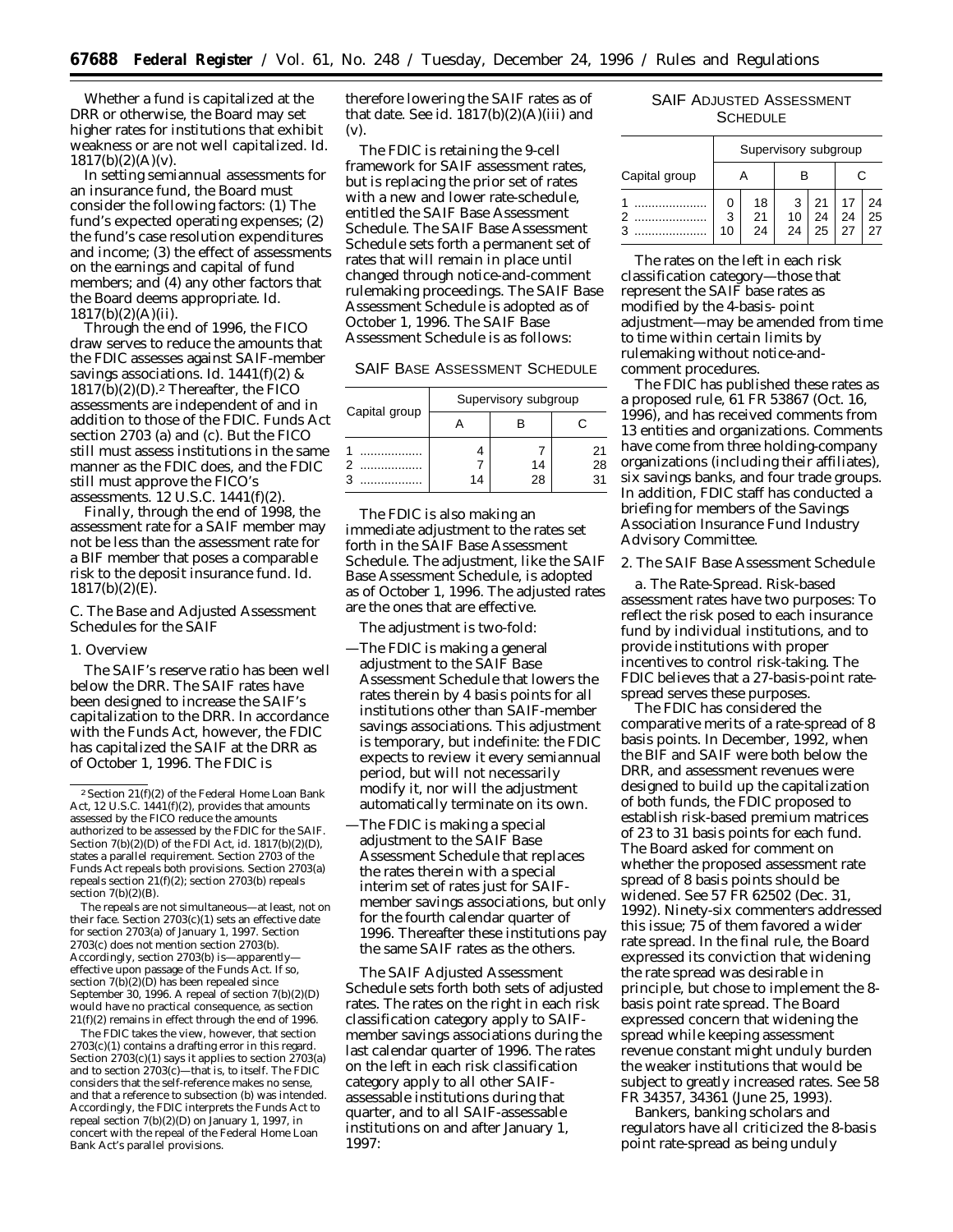Whether a fund is capitalized at the DRR or otherwise, the Board may set higher rates for institutions that exhibit weakness or are not well capitalized. Id. 1817(b)(2)(A)(v).

In setting semiannual assessments for an insurance fund, the Board must consider the following factors: (1) The fund's expected operating expenses; (2) the fund's case resolution expenditures and income; (3) the effect of assessments on the earnings and capital of fund members; and (4) any other factors that the Board deems appropriate. Id. 1817(b)(2)(A)(ii).

Through the end of 1996, the FICO draw serves to reduce the amounts that the FDIC assesses against SAIF-member savings associations. Id. 1441(f)(2) & 1817(b)(2)(D).[2] Thereafter, the FICO assessments are independent of and in addition to those of the FDIC. Funds Act section 2703 (a) and (c). But the FICO still must assess institutions in the same manner as the FDIC does, and the FDIC still must approve the FICO's assessments. 12 U.S.C. 1441(f)(2).

Finally, through the end of 1998, the assessment rate for a SAIF member may not be less than the assessment rate for a BIF member that poses a comparable risk to the deposit insurance fund. Id. 1817(b)(2)(E).

### C. The Base and Adjusted Assessment Schedules for the SAIF

#### 1. Overview

The SAIF's reserve ratio has been well below the DRR. The SAIF rates have been designed to increase the SAIF's capitalization to the DRR. In accordance with the Funds Act, however, the FDIC has capitalized the SAIF at the DRR as of October 1, 1996. The FDIC is therefore lowering the SAIF rates as of that date. See id. 1817(b)(2)(A)(iii) and (v).

The FDIC is retaining the 9-cell framework for SAIF assessment rates, but is replacing the prior set of rates with a new and lower rate-schedule, entitled the SAIF Base Assessment Schedule. The SAIF Base Assessment Schedule sets forth a permanent set of rates that will remain in place until changed through notice-and-comment rulemaking proceedings. The SAIF Base Assessment Schedule is adopted as of October 1, 1996. The SAIF Base Assessment Schedule is as follows:

SAIF BASE ASSESSMENT SCHEDULE

| Capital group | Supervisory subgroup | | |
|---|---|---|---|
| | A | B | C |
| 1 | 4 | 7 | 21 |
| 2 | 7 | 14 | 28 |
| 3 | 14 | 28 | 31 |

The FDIC is also making an immediate adjustment to the rates set forth in the SAIF Base Assessment Schedule. The adjustment, like the SAIF Base Assessment Schedule, is adopted as of October 1, 1996. The adjusted rates are the ones that are effective.

The adjustment is two-fold:

—The FDIC is making a general adjustment to the SAIF Base Assessment Schedule that lowers the rates therein by 4 basis points for all institutions other than SAIF-member savings associations. This adjustment is temporary, but indefinite: the FDIC expects to review it every semiannual period, but will not necessarily modify it, nor will the adjustment automatically terminate on its own.

—The FDIC is making a special adjustment to the SAIF Base Assessment Schedule that replaces the rates therein with a special interim set of rates just for SAIF-member savings associations, but only for the fourth calendar quarter of 1996. Thereafter these institutions pay the same SAIF rates as the others.

The SAIF Adjusted Assessment Schedule sets forth both sets of adjusted rates. The rates on the right in each risk classification category apply to SAIF-member savings associations during the last calendar quarter of 1996. The rates on the left in each risk classification category apply to all other SAIF-assessable institutions during that quarter, and to all SAIF-assessable institutions on and after January 1, 1997:

SAIF ADJUSTED ASSESSMENT SCHEDULE

| Capital group | Supervisory subgroup | | | | | |
|---|---|---|---|---|---|---|
| | A | | B | | C | |
| 1 | 0 | 18 | 3 | 21 | 17 | 24 |
| 2 | 3 | 21 | 10 | 24 | 24 | 25 |
| 3 | 10 | 24 | 24 | 25 | 27 | 27 |

The rates on the left in each risk classification category—those that represent the SAIF base rates as modified by the 4-basis- point adjustment—may be amended from time to time within certain limits by rulemaking without notice-and-comment procedures.

The FDIC has published these rates as a proposed rule, 61 FR 53867 (Oct. 16, 1996), and has received comments from 13 entities and organizations. Comments have come from three holding-company organizations (including their affiliates), six savings banks, and four trade groups. In addition, FDIC staff has conducted a briefing for members of the Savings Association Insurance Fund Industry Advisory Committee.

#### 2. The SAIF Base Assessment Schedule

a. *The Rate-Spread.* Risk-based assessment rates have two purposes: To reflect the risk posed to each insurance fund by individual institutions, and to provide institutions with proper incentives to control risk-taking. The FDIC believes that a 27-basis-point rate-spread serves these purposes.

The FDIC has considered the comparative merits of a rate-spread of 8 basis points. In December, 1992, when the BIF and SAIF were both below the DRR, and assessment revenues were designed to build up the capitalization of both funds, the FDIC proposed to establish risk-based premium matrices of 23 to 31 basis points for each fund. The Board asked for comment on whether the proposed assessment rate spread of 8 basis points should be widened. See 57 FR 62502 (Dec. 31, 1992). Ninety-six commenters addressed this issue; 75 of them favored a wider rate spread. In the final rule, the Board expressed its conviction that widening the rate spread was desirable in principle, but chose to implement the 8-basis point rate spread. The Board expressed concern that widening the spread while keeping assessment revenue constant might unduly burden the weaker institutions that would be subject to greatly increased rates. See 58 FR 34357, 34361 (June 25, 1993).

Bankers, banking scholars and regulators have all criticized the 8-basis point rate-spread as being unduly

---

[2] Section 21(f)(2) of the Federal Home Loan Bank Act, 12 U.S.C. 1441(f)(2), provides that amounts assessed by the FICO reduce the amounts authorized to be assessed by the FDIC for the SAIF. Section 7(b)(2)(D) of the FDI Act, id. 1817(b)(2)(D), states a parallel requirement. Section 2703 of the Funds Act repeals both provisions. Section 2703(a) repeals section 21(f)(2); section 2703(b) repeals section 7(b)(2)(B).

The repeals are not simultaneous—at least, not on their face. Section 2703(c)(1) sets an effective date for section 2703(a) of January 1, 1997. Section 2703(c) does not mention section 2703(b). Accordingly, section 2703(b) is—apparently—effective upon passage of the Funds Act. If so, section 7(b)(2)(D) has been repealed since September 30, 1996. A repeal of section 7(b)(2)(D) would have no practical consequence, as section 21(f)(2) remains in effect through the end of 1996.

The FDIC takes the view, however, that section 2703(c)(1) contains a drafting error in this regard. Section 2703(c)(1) says it applies to section 2703(a) and to section 2703(c)—that is, to itself. The FDIC considers that the self-reference makes no sense, and that a reference to subsection (b) was intended. Accordingly, the FDIC interprets the Funds Act to repeal section 7(b)(2)(D) on January 1, 1997, in concert with the repeal of the Federal Home Loan Bank Act's parallel provisions.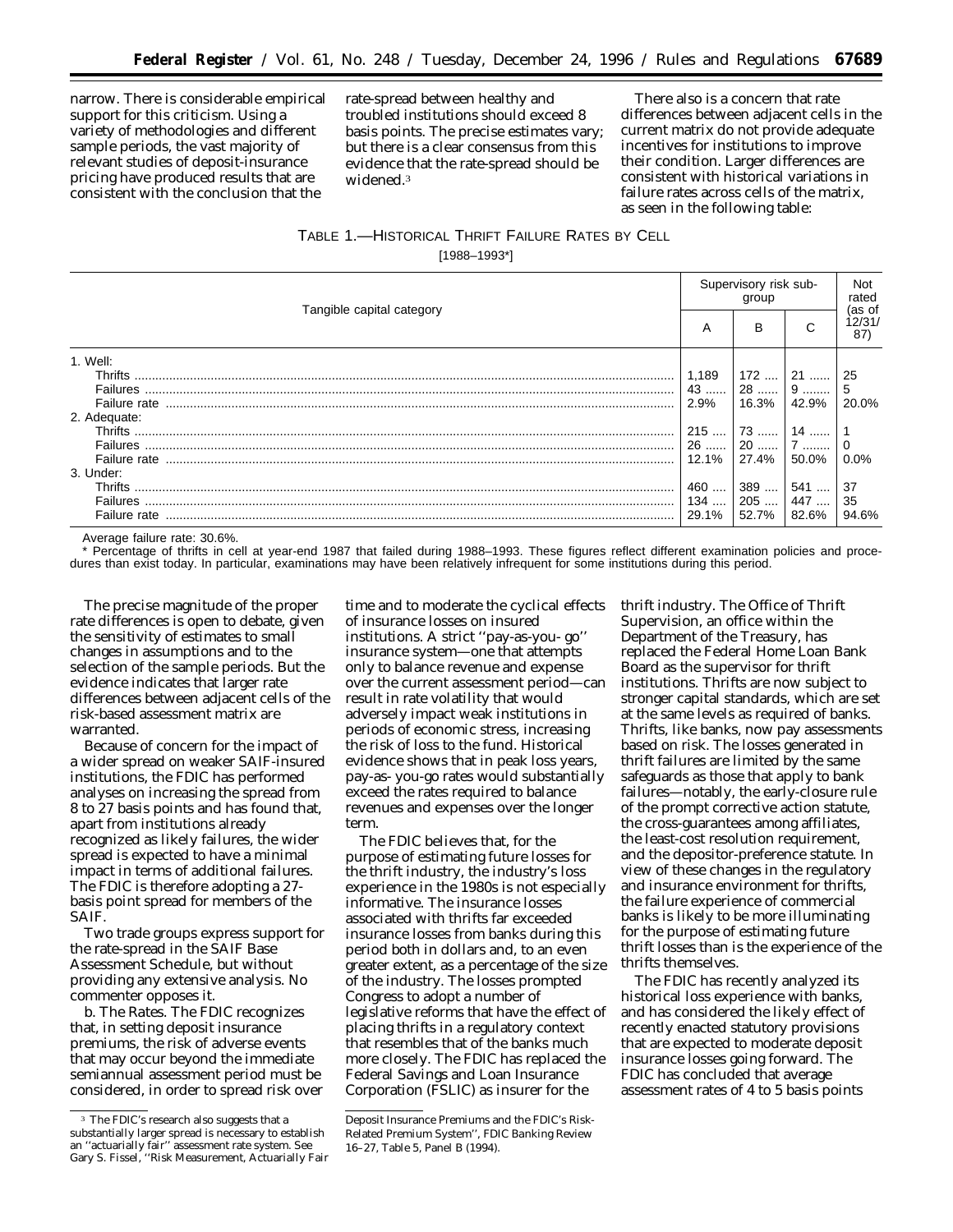narrow. There is considerable empirical support for this criticism. Using a variety of methodologies and different sample periods, the vast majority of relevant studies of deposit-insurance pricing have produced results that are consistent with the conclusion that the rate-spread between healthy and troubled institutions should exceed 8 basis points. The precise estimates vary; but there is a clear consensus from this evidence that the rate-spread should be widened.[3]

There also is a concern that rate differences between adjacent cells in the current matrix do not provide adequate incentives for institutions to improve their condition. Larger differences are consistent with historical variations in failure rates across cells of the matrix, as seen in the following table:

TABLE 1.—HISTORICAL THRIFT FAILURE RATES BY CELL

[1988–1993*]

| Tangible capital category | Supervisory risk subgroup | | | Not rated (as of 12/31/87) |
|---|---|---|---|---|
| | A | B | C | |
| 1. Well: | | | | |
| Thrifts | 1,189 | 172 | 21 | 25 |
| Failures | 43 | 28 | 9 | 5 |
| Failure rate | 2.9% | 16.3% | 42.9% | 20.0% |
| 2. Adequate: | | | | |
| Thrifts | 215 | 73 | 14 | 1 |
| Failures | 26 | 20 | 7 | 0 |
| Failure rate | 12.1% | 27.4% | 50.0% | 0.0% |
| 3. Under: | | | | |
| Thrifts | 460 | 389 | 541 | 37 |
| Failures | 134 | 205 | 447 | 35 |
| Failure rate | 29.1% | 52.7% | 82.6% | 94.6% |

Average failure rate: 30.6%.

\* Percentage of thrifts in cell at year-end 1987 that failed during 1988–1993. These figures reflect different examination policies and procedures than exist today. In particular, examinations may have been relatively infrequent for some institutions during this period.

The precise magnitude of the proper rate differences is open to debate, given the sensitivity of estimates to small changes in assumptions and to the selection of the sample periods. But the evidence indicates that larger rate differences between adjacent cells of the risk-based assessment matrix are warranted.

Because of concern for the impact of a wider spread on weaker SAIF-insured institutions, the FDIC has performed analyses on increasing the spread from 8 to 27 basis points and has found that, apart from institutions already recognized as likely failures, the wider spread is expected to have a minimal impact in terms of additional failures. The FDIC is therefore adopting a 27-basis point spread for members of the SAIF.

Two trade groups express support for the rate-spread in the SAIF Base Assessment Schedule, but without providing any extensive analysis. No commenter opposes it.

b. *The Rates.* The FDIC recognizes that, in setting deposit insurance premiums, the risk of adverse events that may occur beyond the immediate semiannual assessment period must be considered, in order to spread risk over time and to moderate the cyclical effects of insurance losses on insured institutions. A strict ''pay-as-you- go'' insurance system—one that attempts only to balance revenue and expense over the current assessment period—can result in rate volatility that would adversely impact weak institutions in periods of economic stress, increasing the risk of loss to the fund. Historical evidence shows that in peak loss years, pay-as- you-go rates would substantially exceed the rates required to balance revenues and expenses over the longer term.

The FDIC believes that, for the purpose of estimating future losses for the thrift industry, the industry's loss experience in the 1980s is not especially informative. The insurance losses associated with thrifts far exceeded insurance losses from banks during this period both in dollars and, to an even greater extent, as a percentage of the size of the industry. The losses prompted Congress to adopt a number of legislative reforms that have the effect of placing thrifts in a regulatory context that resembles that of the banks much more closely. The FDIC has replaced the Federal Savings and Loan Insurance Corporation (FSLIC) as insurer for the thrift industry. The Office of Thrift Supervision, an office within the Department of the Treasury, has replaced the Federal Home Loan Bank Board as the supervisor for thrift institutions. Thrifts are now subject to stronger capital standards, which are set at the same levels as required of banks. Thrifts, like banks, now pay assessments based on risk. The losses generated in thrift failures are limited by the same safeguards as those that apply to bank failures—notably, the early-closure rule of the prompt corrective action statute, the cross-guarantees among affiliates, the least-cost resolution requirement, and the depositor-preference statute. In view of these changes in the regulatory and insurance environment for thrifts, the failure experience of commercial banks is likely to be more illuminating for the purpose of estimating future thrift losses than is the experience of the thrifts themselves.

The FDIC has recently analyzed its historical loss experience with banks, and has considered the likely effect of recently enacted statutory provisions that are expected to moderate deposit insurance losses going forward. The FDIC has concluded that average assessment rates of 4 to 5 basis points

[3] The FDIC's research also suggests that a substantially larger spread is necessary to establish an ''actuarially fair'' assessment rate system. See Gary S. Fissel, ''Risk Measurement, Actuarially Fair Deposit Insurance Premiums and the FDIC's Risk-Related Premium System'', FDIC Banking Review 16–27, Table 5, Panel B (1994).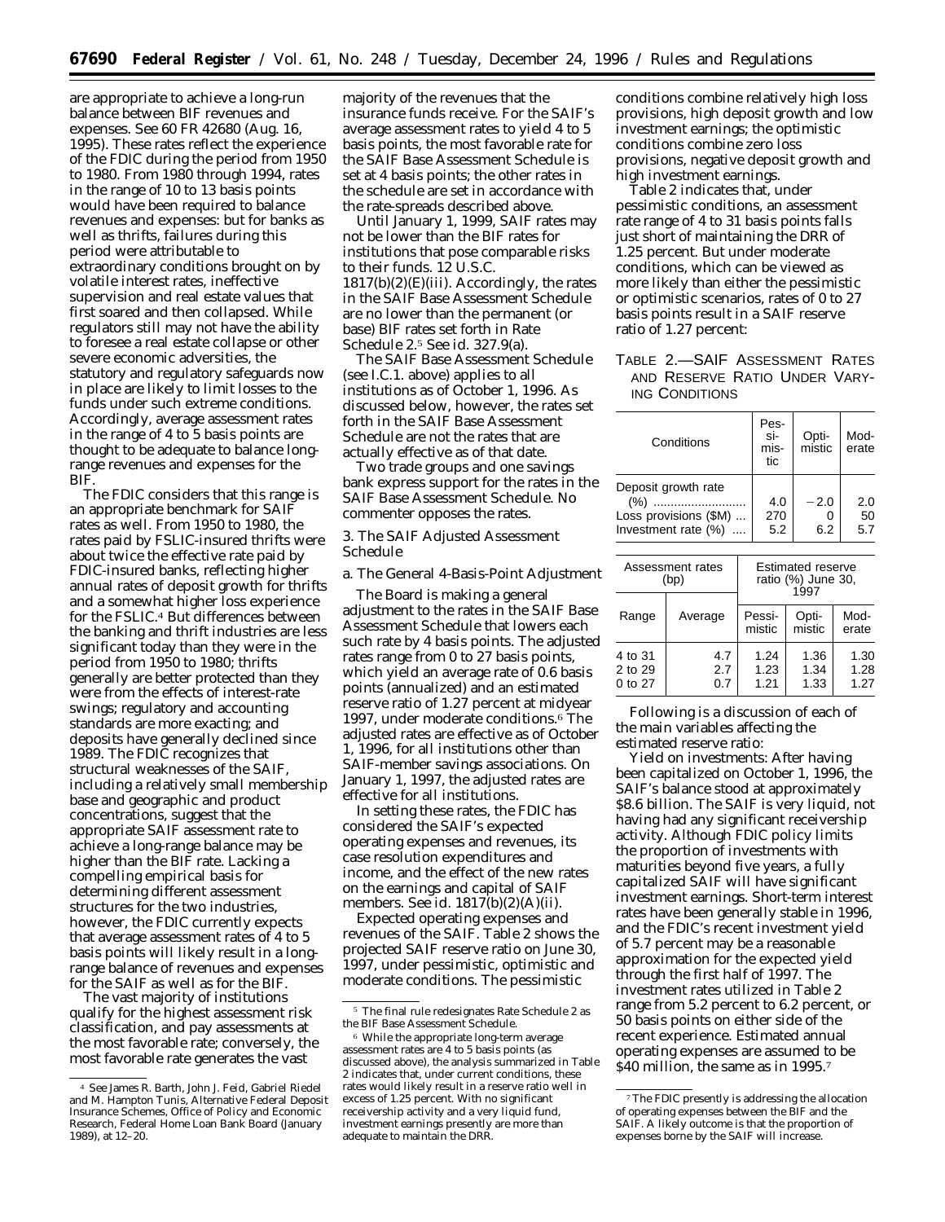are appropriate to achieve a long-run balance between BIF revenues and expenses. See 60 FR 42680 (Aug. 16, 1995). These rates reflect the experience of the FDIC during the period from 1950 to 1980. From 1980 through 1994, rates in the range of 10 to 13 basis points would have been required to balance revenues and expenses: but for banks as well as thrifts, failures during this period were attributable to extraordinary conditions brought on by volatile interest rates, ineffective supervision and real estate values that first soared and then collapsed. While regulators still may not have the ability to foresee a real estate collapse or other severe economic adversities, the statutory and regulatory safeguards now in place are likely to limit losses to the funds under such extreme conditions. Accordingly, average assessment rates in the range of 4 to 5 basis points are thought to be adequate to balance long-range revenues and expenses for the BIF.

The FDIC considers that this range is an appropriate benchmark for SAIF rates as well. From 1950 to 1980, the rates paid by FSLIC-insured thrifts were about twice the effective rate paid by FDIC-insured banks, reflecting higher annual rates of deposit growth for thrifts and a somewhat higher loss experience for the FSLIC.[4] But differences between the banking and thrift industries are less significant today than they were in the period from 1950 to 1980; thrifts generally are better protected than they were from the effects of interest-rate swings; regulatory and accounting standards are more exacting; and deposits have generally declined since 1989. The FDIC recognizes that structural weaknesses of the SAIF, including a relatively small membership base and geographic and product concentrations, suggest that the appropriate SAIF assessment rate to achieve a long-range balance may be higher than the BIF rate. Lacking a compelling empirical basis for determining different assessment structures for the two industries, however, the FDIC currently expects that average assessment rates of 4 to 5 basis points will likely result in a long-range balance of revenues and expenses for the SAIF as well as for the BIF.

The vast majority of institutions qualify for the highest assessment risk classification, and pay assessments at the most favorable rate; conversely, the most favorable rate generates the vast majority of the revenues that the insurance funds receive. For the SAIF's average assessment rates to yield 4 to 5 basis points, the most favorable rate for the SAIF Base Assessment Schedule is set at 4 basis points; the other rates in the schedule are set in accordance with the rate-spreads described above.

Until January 1, 1999, SAIF rates may not be lower than the BIF rates for institutions that pose comparable risks to their funds. 12 U.S.C. 1817(b)(2)(E)(iii). Accordingly, the rates in the SAIF Base Assessment Schedule are no lower than the permanent (or base) BIF rates set forth in Rate Schedule 2.[5] See *id.* 327.9(a).

The SAIF Base Assessment Schedule (see I.C.1. above) applies to all institutions as of October 1, 1996. As discussed below, however, the rates set forth in the SAIF Base Assessment Schedule are not the rates that are actually effective as of that date.

Two trade groups and one savings bank express support for the rates in the SAIF Base Assessment Schedule. No commenter opposes the rates.

3. The SAIF Adjusted Assessment Schedule

*a. The General 4-Basis-Point Adjustment*

The Board is making a general adjustment to the rates in the SAIF Base Assessment Schedule that lowers each such rate by 4 basis points. The adjusted rates range from 0 to 27 basis points, which yield an average rate of 0.6 basis points (annualized) and an estimated reserve ratio of 1.27 percent at midyear 1997, under moderate conditions.[6] The adjusted rates are effective as of October 1, 1996, for all institutions other than SAIF-member savings associations. On January 1, 1997, the adjusted rates are effective for all institutions.

In setting these rates, the FDIC has considered the SAIF's expected operating expenses and revenues, its case resolution expenditures and income, and the effect of the new rates on the earnings and capital of SAIF members. See *id.* 1817(b)(2)(A)(ii).

*Expected operating expenses and revenues of the SAIF.* Table 2 shows the projected SAIF reserve ratio on June 30, 1997, under pessimistic, optimistic and moderate conditions. The pessimistic conditions combine relatively high loss provisions, high deposit growth and low investment earnings; the optimistic conditions combine zero loss provisions, negative deposit growth and high investment earnings.

Table 2 indicates that, under pessimistic conditions, an assessment rate range of 4 to 31 basis points falls just short of maintaining the DRR of 1.25 percent. But under moderate conditions, which can be viewed as more likely than either the pessimistic or optimistic scenarios, rates of 0 to 27 basis points result in a SAIF reserve ratio of 1.27 percent:

TABLE 2.—SAIF ASSESSMENT RATES AND RESERVE RATIO UNDER VARYING CONDITIONS

| Conditions | Pessimistic | Optimistic | Moderate |
|---|---|---|---|
| Deposit growth rate (%) | 4.0 | −2.0 | 2.0 |
| Loss provisions ($M) | 270 | 0 | 50 |
| Investment rate (%) | 5.2 | 6.2 | 5.7 |

| Assessment rates (bp) | | Estimated reserve ratio (%) June 30, 1997 | | |
|---|---|---|---|---|
| Range | Average | Pessimistic | Optimistic | Moderate |
| 4 to 31 | 4.7 | 1.24 | 1.36 | 1.30 |
| 2 to 29 | 2.7 | 1.23 | 1.34 | 1.28 |
| 0 to 27 | 0.7 | 1.21 | 1.33 | 1.27 |

Following is a discussion of each of the main variables affecting the estimated reserve ratio:

*Yield on investments:* After having been capitalized on October 1, 1996, the SAIF's balance stood at approximately $8.6 billion. The SAIF is very liquid, not having had any significant receivership activity. Although FDIC policy limits the proportion of investments with maturities beyond five years, a fully capitalized SAIF will have significant investment earnings. Short-term interest rates have been generally stable in 1996, and the FDIC's recent investment yield of 5.7 percent may be a reasonable approximation for the expected yield through the first half of 1997. The investment rates utilized in Table 2 range from 5.2 percent to 6.2 percent, or 50 basis points on either side of the recent experience. Estimated annual operating expenses are assumed to be $40 million, the same as in 1995.[7]

[4] See James R. Barth, John J. Feid, Gabriel Riedel and M. Hampton Tunis, Alternative Federal Deposit Insurance Schemes, Office of Policy and Economic Research, Federal Home Loan Bank Board (January 1989), at 12–20.

[5] The final rule redesignates Rate Schedule 2 as the BIF Base Assessment Schedule.

[6] While the appropriate long-term average assessment rates are 4 to 5 basis points (as discussed above), the analysis summarized in Table 2 indicates that, under current conditions, these rates would likely result in a reserve ratio well in excess of 1.25 percent. With no significant receivership activity and a very liquid fund, investment earnings presently are more than adequate to maintain the DRR.

[7] The FDIC presently is addressing the allocation of operating expenses between the BIF and the SAIF. A likely outcome is that the proportion of expenses borne by the SAIF will increase.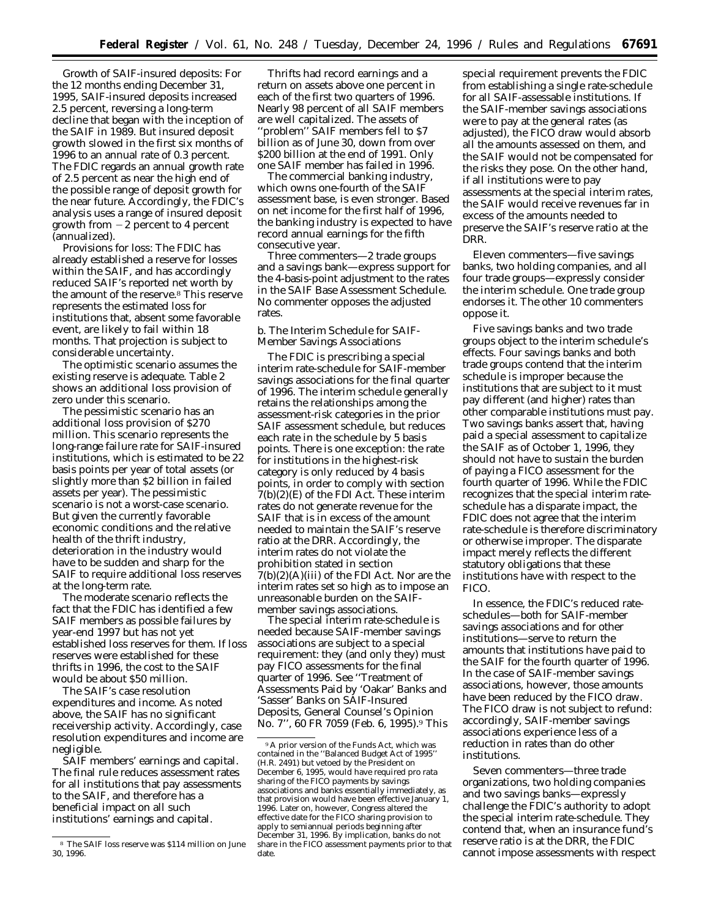Growth of SAIF-insured deposits: For the 12 months ending December 31, 1995, SAIF-insured deposits increased 2.5 percent, reversing a long-term decline that began with the inception of the SAIF in 1989. But insured deposit growth slowed in the first six months of 1996 to an annual rate of 0.3 percent. The FDIC regards an annual growth rate of 2.5 percent as near the high end of the possible range of deposit growth for the near future. Accordingly, the FDIC's analysis uses a range of insured deposit growth from −2 percent to 4 percent (annualized).

Provisions for loss: The FDIC has already established a reserve for losses within the SAIF, and has accordingly reduced SAIF's reported net worth by the amount of the reserve.[8] This reserve represents the estimated loss for institutions that, absent some favorable event, are likely to fail within 18 months. That projection is subject to considerable uncertainty.

The optimistic scenario assumes the existing reserve is adequate. Table 2 shows an additional loss provision of zero under this scenario.

The pessimistic scenario has an additional loss provision of $270 million. This scenario represents the long-range failure rate for SAIF-insured institutions, which is estimated to be 22 basis points per year of total assets (or slightly more than $2 billion in failed assets per year). The pessimistic scenario is not a worst-case scenario. But given the currently favorable economic conditions and the relative health of the thrift industry, deterioration in the industry would have to be sudden and sharp for the SAIF to require additional loss reserves at the long-term rate.

The moderate scenario reflects the fact that the FDIC has identified a few SAIF members as possible failures by year-end 1997 but has not yet established loss reserves for them. If loss reserves were established for these thrifts in 1996, the cost to the SAIF would be about $50 million.

The SAIF's case resolution expenditures and income. As noted above, the SAIF has no significant receivership activity. Accordingly, case resolution expenditures and income are negligible.

SAIF members' earnings and capital. The final rule reduces assessment rates for all institutions that pay assessments to the SAIF, and therefore has a beneficial impact on all such institutions' earnings and capital.

Thrifts had record earnings and a return on assets above one percent in each of the first two quarters of 1996. Nearly 98 percent of all SAIF members are well capitalized. The assets of ''problem'' SAIF members fell to $7 billion as of June 30, down from over $200 billion at the end of 1991. Only one SAIF member has failed in 1996.

The commercial banking industry, which owns one-fourth of the SAIF assessment base, is even stronger. Based on net income for the first half of 1996, the banking industry is expected to have record annual earnings for the fifth consecutive year.

Three commenters—2 trade groups and a savings bank—express support for the 4-basis-point adjustment to the rates in the SAIF Base Assessment Schedule. No commenter opposes the adjusted rates.

*b. The Interim Schedule for SAIF-Member Savings Associations*

The FDIC is prescribing a special interim rate-schedule for SAIF-member savings associations for the final quarter of 1996. The interim schedule generally retains the relationships among the assessment-risk categories in the prior SAIF assessment schedule, but reduces each rate in the schedule by 5 basis points. There is one exception: the rate for institutions in the highest-risk category is only reduced by 4 basis points, in order to comply with section 7(b)(2)(E) of the FDI Act. These interim rates do not generate revenue for the SAIF that is in excess of the amount needed to maintain the SAIF's reserve ratio at the DRR. Accordingly, the interim rates do not violate the prohibition stated in section 7(b)(2)(A)(iii) of the FDI Act. Nor are the interim rates set so high as to impose an unreasonable burden on the SAIF-member savings associations.

The special interim rate-schedule is needed because SAIF-member savings associations are subject to a special requirement: they (and only they) must pay FICO assessments for the final quarter of 1996. See ''Treatment of Assessments Paid by 'Oakar' Banks and 'Sasser' Banks on SAIF-Insured Deposits, General Counsel's Opinion No. 7'', 60 FR 7059 (Feb. 6, 1995).[9] This special requirement prevents the FDIC from establishing a single rate-schedule for all SAIF-assessable institutions. If the SAIF-member savings associations were to pay at the general rates (as adjusted), the FICO draw would absorb all the amounts assessed on them, and the SAIF would not be compensated for the risks they pose. On the other hand, if all institutions were to pay assessments at the special interim rates, the SAIF would receive revenues far in excess of the amounts needed to preserve the SAIF's reserve ratio at the DRR.

Eleven commenters—five savings banks, two holding companies, and all four trade groups—expressly consider the interim schedule. One trade group endorses it. The other 10 commenters oppose it.

Five savings banks and two trade groups object to the interim schedule's effects. Four savings banks and both trade groups contend that the interim schedule is improper because the institutions that are subject to it must pay different (and higher) rates than other comparable institutions must pay. Two savings banks assert that, having paid a special assessment to capitalize the SAIF as of October 1, 1996, they should not have to sustain the burden of paying a FICO assessment for the fourth quarter of 1996. While the FDIC recognizes that the special interim rate-schedule has a disparate impact, the FDIC does not agree that the interim rate-schedule is therefore discriminatory or otherwise improper. The disparate impact merely reflects the different statutory obligations that these institutions have with respect to the FICO.

In essence, the FDIC's reduced rate-schedules—both for SAIF-member savings associations and for other institutions—serve to return the amounts that institutions have paid to the SAIF for the fourth quarter of 1996. In the case of SAIF-member savings associations, however, those amounts have been reduced by the FICO draw. The FICO draw is not subject to refund: accordingly, SAIF-member savings associations experience less of a reduction in rates than do other institutions.

Seven commenters—three trade organizations, two holding companies and two savings banks—expressly challenge the FDIC's authority to adopt the special interim rate-schedule. They contend that, when an insurance fund's reserve ratio is at the DRR, the FDIC cannot impose assessments with respect

[8] The SAIF loss reserve was $114 million on June 30, 1996.

[9] A prior version of the Funds Act, which was contained in the ''Balanced Budget Act of 1995'' (H.R. 2491) but vetoed by the President on December 6, 1995, would have required pro rata sharing of the FICO payments by savings associations and banks essentially immediately, as that provision would have been effective January 1, 1996. Later on, however, Congress altered the effective date for the FICO sharing provision to apply to semiannual periods beginning after December 31, 1996. By implication, banks do not share in the FICO assessment payments prior to that date.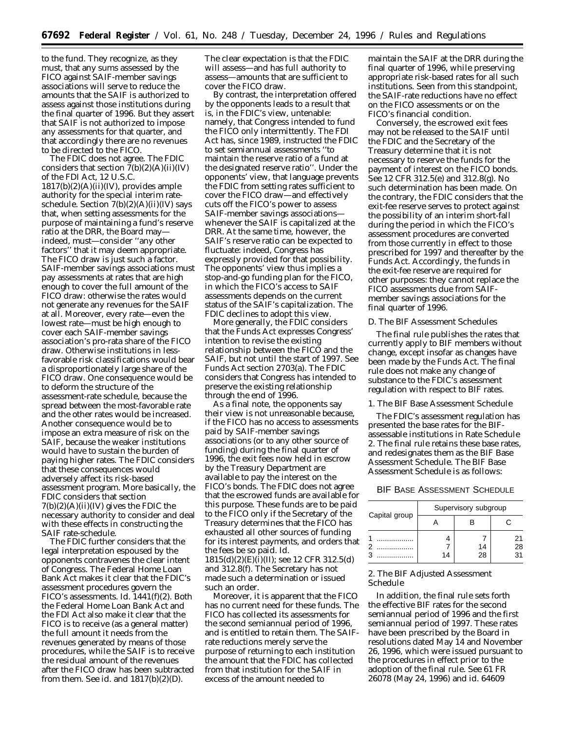to the fund. They recognize, as they must, that any sums assessed by the FICO against SAIF-member savings associations will serve to reduce the amounts that the SAIF is authorized to assess against those institutions during the final quarter of 1996. But they assert that SAIF is not authorized to impose any assessments for that quarter, and that accordingly there are no revenues to be directed to the FICO.

The FDIC does not agree. The FDIC considers that section 7(b)(2)(A)(ii)(IV) of the FDI Act, 12 U.S.C. 1817(b)(2)(A)(ii)(IV), provides ample authority for the special interim rate-schedule. Section 7(b)(2)(A)(ii)(IV) says that, when setting assessments for the purpose of maintaining a fund's reserve ratio at the DRR, the Board may—indeed, must—consider ''any other factors'' that it may deem appropriate. The FICO draw is just such a factor. SAIF-member savings associations must pay assessments at rates that are high enough to cover the full amount of the FICO draw: otherwise the rates would not generate any revenues for the SAIF at all. Moreover, every rate—even the lowest rate—must be high enough to cover each SAIF-member savings association's pro-rata share of the FICO draw. Otherwise institutions in less-favorable risk classifications would bear a disproportionately large share of the FICO draw. One consequence would be to deform the structure of the assessment-rate schedule, because the spread between the most-favorable rate and the other rates would be increased. Another consequence would be to impose an extra measure of risk on the SAIF, because the weaker institutions would have to sustain the burden of paying higher rates. The FDIC considers that these consequences would adversely affect its risk-based assessment program. More basically, the FDIC considers that section 7(b)(2)(A)(ii)(IV) gives the FDIC the necessary authority to consider and deal with these effects in constructing the SAIF rate-schedule.

The FDIC further considers that the legal interpretation espoused by the opponents contravenes the clear intent of Congress. The Federal Home Loan Bank Act makes it clear that the FDIC's assessment procedures govern the FICO's assessments. *Id.* 1441(f)(2). Both the Federal Home Loan Bank Act and the FDI Act also make it clear that the FICO is to receive (as a general matter) the full amount it needs from the revenues generated by means of those procedures, while the SAIF is to receive the residual amount of the revenues after the FICO draw has been subtracted from them. See *id.* and 1817(b)(2)(D). The clear expectation is that the FDIC will assess—and has full authority to assess—amounts that are sufficient to cover the FICO draw.

By contrast, the interpretation offered by the opponents leads to a result that is, in the FDIC's view, untenable: namely, that Congress intended to fund the FICO only intermittently. The FDI Act has, since 1989, instructed the FDIC to set semiannual assessments ''to maintain the reserve ratio of a fund at the designated reserve ratio''. Under the opponents' view, that language prevents the FDIC from setting rates sufficient to cover the FICO draw—and effectively cuts off the FICO's power to assess SAIF-member savings associations—whenever the SAIF is capitalized at the DRR. At the same time, however, the SAIF's reserve ratio can be expected to fluctuate: indeed, Congress has expressly provided for that possibility. The opponents' view thus implies a stop-and-go funding plan for the FICO, in which the FICO's access to SAIF assessments depends on the current status of the SAIF's capitalization. The FDIC declines to adopt this view.

More generally, the FDIC considers that the Funds Act expresses Congress' intention to revise the existing relationship between the FICO and the SAIF, but not until the start of 1997. See Funds Act section 2703(a). The FDIC considers that Congress has intended to preserve the existing relationship through the end of 1996.

As a final note, the opponents say their view is not unreasonable because, if the FICO has no access to assessments paid by SAIF-member savings associations (or to any other source of funding) during the final quarter of 1996, the exit fees now held in escrow by the Treasury Department are available to pay the interest on the FICO's bonds. The FDIC does not agree that the escrowed funds are available for this purpose. These funds are to be paid to the FICO only if the Secretary of the Treasury determines that the FICO has exhausted all other sources of funding for its interest payments, and orders that the fees be so paid. *Id.* 1815(d)(2)(E)(i)(II); see 12 CFR 312.5(d) and 312.8(f). The Secretary has not made such a determination or issued such an order.

Moreover, it is apparent that the FICO has no current need for these funds. The FICO has collected its assessments for the second semiannual period of 1996, and is entitled to retain them. The SAIF-rate reductions merely serve the purpose of returning to each institution the amount that the FDIC has collected from that institution for the SAIF in excess of the amount needed to maintain the SAIF at the DRR during the final quarter of 1996, while preserving appropriate risk-based rates for all such institutions. Seen from this standpoint, the SAIF-rate reductions have no effect on the FICO assessments or on the FICO's financial condition.

Conversely, the escrowed exit fees may not be released to the SAIF until the FDIC and the Secretary of the Treasury determine that it is not necessary to reserve the funds for the payment of interest on the FICO bonds. See 12 CFR 312.5(e) and 312.8(g). No such determination has been made. On the contrary, the FDIC considers that the exit-fee reserve serves to protect against the possibility of an interim short-fall during the period in which the FICO's assessment procedures are converted from those currently in effect to those prescribed for 1997 and thereafter by the Funds Act. Accordingly, the funds in the exit-fee reserve are required for other purposes: they cannot replace the FICO assessments due from SAIF-member savings associations for the final quarter of 1996.

### D. The BIF Assessment Schedules

The final rule publishes the rates that currently apply to BIF members without change, except insofar as changes have been made by the Funds Act. The final rule does not make any change of substance to the FDIC's assessment regulation with respect to BIF rates.

#### 1. The BIF Base Assessment Schedule

The FDIC's assessment regulation has presented the base rates for the BIF-assessable institutions in Rate Schedule 2. The final rule retains these base rates, and redesignates them as the BIF Base Assessment Schedule. The BIF Base Assessment Schedule is as follows:

BIF BASE ASSESSMENT SCHEDULE

| Capital group | Supervisory subgroup | | |
|---|---|---|---|
| | A | B | C |
| 1 | 4 | 7 | 21 |
| 2 | 7 | 14 | 28 |
| 3 | 14 | 28 | 31 |

#### 2. The BIF Adjusted Assessment Schedule

In addition, the final rule sets forth the effective BIF rates for the second semiannual period of 1996 and the first semiannual period of 1997. These rates have been prescribed by the Board in resolutions dated May 14 and November 26, 1996, which were issued pursuant to the procedures in effect prior to the adoption of the final rule. See 61 FR 26078 (May 24, 1996) and *id.* 64609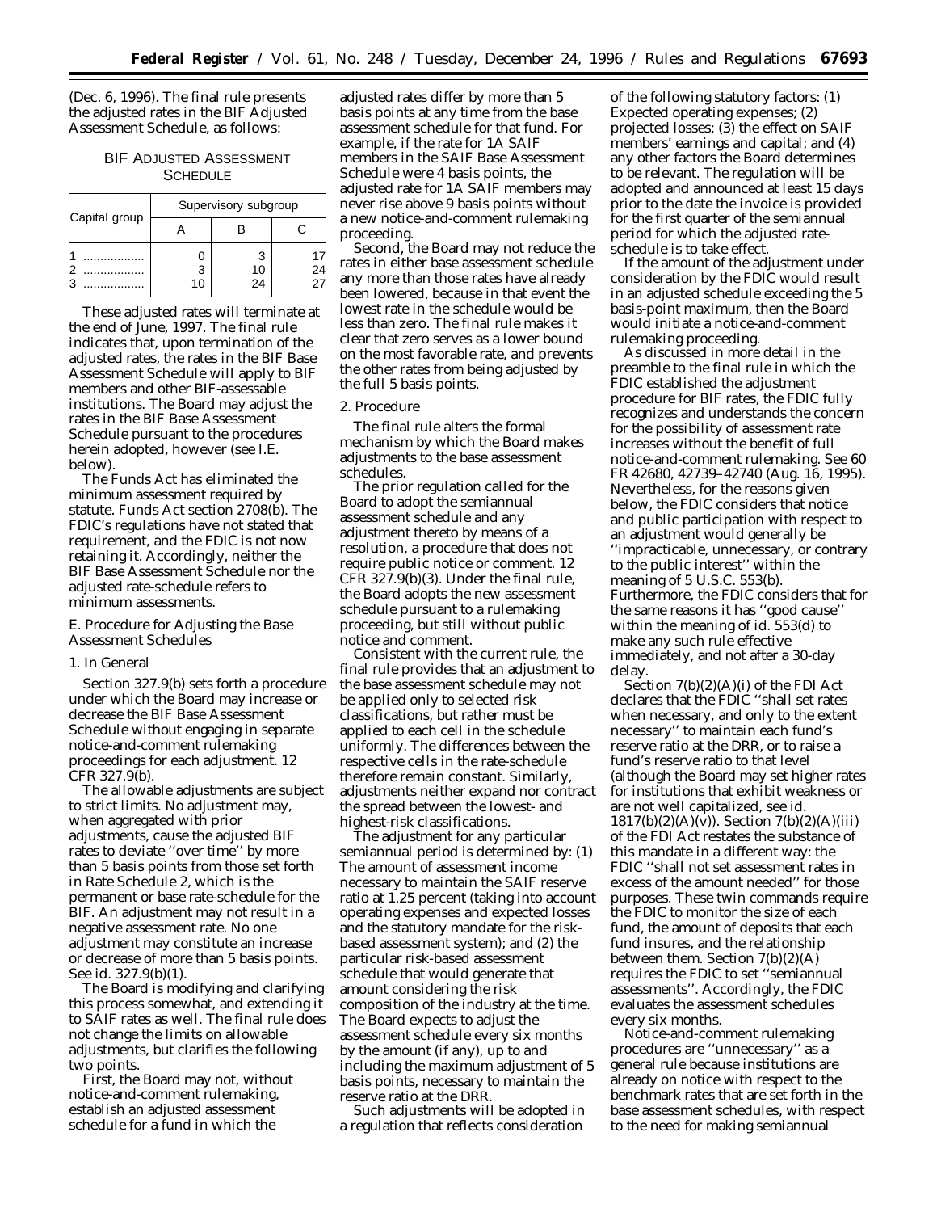(Dec. 6, 1996). The final rule presents the adjusted rates in the BIF Adjusted Assessment Schedule, as follows:

BIF ADJUSTED ASSESSMENT SCHEDULE

| Capital group | Supervisory subgroup | | |
|---|---|---|---|
| | A | B | C |
| 1 .................. | 0 | 3 | 17 |
| 2 .................. | 3 | 10 | 24 |
| 3 .................. | 10 | 24 | 27 |

These adjusted rates will terminate at the end of June, 1997. The final rule indicates that, upon termination of the adjusted rates, the rates in the BIF Base Assessment Schedule will apply to BIF members and other BIF-assessable institutions. The Board may adjust the rates in the BIF Base Assessment Schedule pursuant to the procedures herein adopted, however (see I.E. below).

The Funds Act has eliminated the minimum assessment required by statute. Funds Act section 2708(b). The FDIC's regulations have not stated that requirement, and the FDIC is not now retaining it. Accordingly, neither the BIF Base Assessment Schedule nor the adjusted rate-schedule refers to minimum assessments.

E. Procedure for Adjusting the Base Assessment Schedules

1. In General

Section 327.9(b) sets forth a procedure under which the Board may increase or decrease the BIF Base Assessment Schedule without engaging in separate notice-and-comment rulemaking proceedings for each adjustment. 12 CFR 327.9(b).

The allowable adjustments are subject to strict limits. No adjustment may, when aggregated with prior adjustments, cause the adjusted BIF rates to deviate ''over time'' by more than 5 basis points from those set forth in Rate Schedule 2, which is the permanent or base rate-schedule for the BIF. An adjustment may not result in a negative assessment rate. No one adjustment may constitute an increase or decrease of more than 5 basis points. See *id.* 327.9(b)(1).

The Board is modifying and clarifying this process somewhat, and extending it to SAIF rates as well. The final rule does not change the limits on allowable adjustments, but clarifies the following two points.

First, the Board may not, without notice-and-comment rulemaking, establish an adjusted assessment schedule for a fund in which the adjusted rates differ by more than 5 basis points at any time from the base assessment schedule for that fund. For example, if the rate for 1A SAIF members in the SAIF Base Assessment Schedule were 4 basis points, the adjusted rate for 1A SAIF members may never rise above 9 basis points without a new notice-and-comment rulemaking proceeding.

Second, the Board may not reduce the rates in either base assessment schedule any more than those rates have already been lowered, because in that event the lowest rate in the schedule would be less than zero. The final rule makes it clear that zero serves as a lower bound on the most favorable rate, and prevents the other rates from being adjusted by the full 5 basis points.

2. Procedure

The final rule alters the formal mechanism by which the Board makes adjustments to the base assessment schedules.

The prior regulation called for the Board to adopt the semiannual assessment schedule and any adjustment thereto by means of a resolution, a procedure that does not require public notice or comment. 12 CFR 327.9(b)(3). Under the final rule, the Board adopts the new assessment schedule pursuant to a rulemaking proceeding, but still without public notice and comment.

Consistent with the current rule, the final rule provides that an adjustment to the base assessment schedule may not be applied only to selected risk classifications, but rather must be applied to each cell in the schedule uniformly. The differences between the respective cells in the rate-schedule therefore remain constant. Similarly, adjustments neither expand nor contract the spread between the lowest- and highest-risk classifications.

The adjustment for any particular semiannual period is determined by: (1) The amount of assessment income necessary to maintain the SAIF reserve ratio at 1.25 percent (taking into account operating expenses and expected losses and the statutory mandate for the risk-based assessment system); and (2) the particular risk-based assessment schedule that would generate that amount considering the risk composition of the industry at the time. The Board expects to adjust the assessment schedule every six months by the amount (if any), up to and including the maximum adjustment of 5 basis points, necessary to maintain the reserve ratio at the DRR.

Such adjustments will be adopted in a regulation that reflects consideration of the following statutory factors: (1) Expected operating expenses; (2) projected losses; (3) the effect on SAIF members' earnings and capital; and (4) any other factors the Board determines to be relevant. The regulation will be adopted and announced at least 15 days prior to the date the invoice is provided for the first quarter of the semiannual period for which the adjusted rate-schedule is to take effect.

If the amount of the adjustment under consideration by the FDIC would result in an adjusted schedule exceeding the 5 basis-point maximum, then the Board would initiate a notice-and-comment rulemaking proceeding.

As discussed in more detail in the preamble to the final rule in which the FDIC established the adjustment procedure for BIF rates, the FDIC fully recognizes and understands the concern for the possibility of assessment rate increases without the benefit of full notice-and-comment rulemaking. See 60 FR 42680, 42739–42740 (Aug. 16, 1995). Nevertheless, for the reasons given below, the FDIC considers that notice and public participation with respect to an adjustment would generally be ''impracticable, unnecessary, or contrary to the public interest'' within the meaning of 5 U.S.C. 553(b). Furthermore, the FDIC considers that for the same reasons it has ''good cause'' within the meaning of *id.* 553(d) to make any such rule effective immediately, and not after a 30-day delay.

Section 7(b)(2)(A)(i) of the FDI Act declares that the FDIC ''shall set rates when necessary, and only to the extent necessary'' to maintain each fund's reserve ratio at the DRR, or to raise a fund's reserve ratio to that level (although the Board may set higher rates for institutions that exhibit weakness or are not well capitalized, see *id.* 1817(b)(2)(A)(v)). Section 7(b)(2)(A)(iii) of the FDI Act restates the substance of this mandate in a different way: the FDIC ''shall not set assessment rates in excess of the amount needed'' for those purposes. These twin commands require the FDIC to monitor the size of each fund, the amount of deposits that each fund insures, and the relationship between them. Section 7(b)(2)(A) requires the FDIC to set ''semiannual assessments''. Accordingly, the FDIC evaluates the assessment schedules every six months.

Notice-and-comment rulemaking procedures are ''unnecessary'' as a general rule because institutions are already on notice with respect to the benchmark rates that are set forth in the base assessment schedules, with respect to the need for making semiannual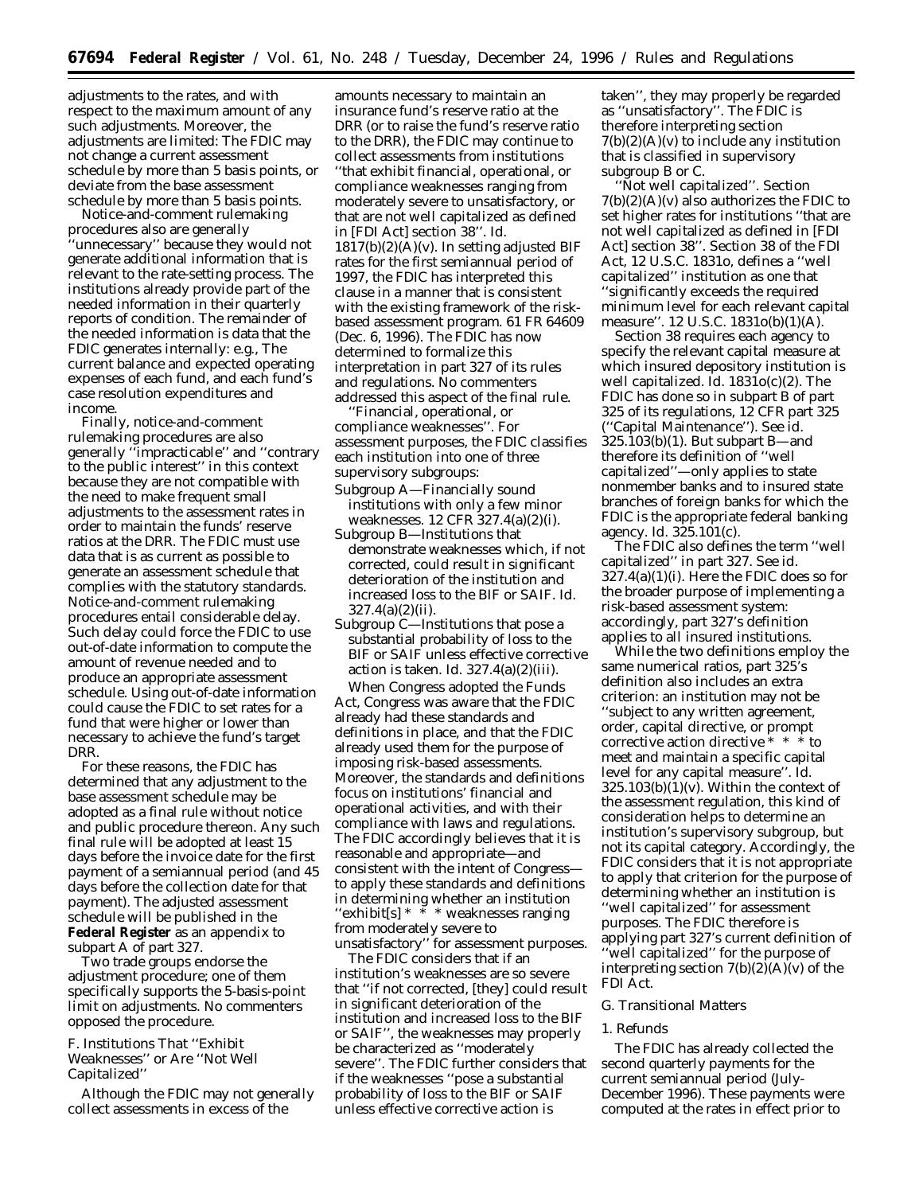adjustments to the rates, and with respect to the maximum amount of any such adjustments. Moreover, the adjustments are limited: The FDIC may not change a current assessment schedule by more than 5 basis points, or deviate from the base assessment schedule by more than 5 basis points.

Notice-and-comment rulemaking procedures also are generally ''unnecessary'' because they would not generate additional information that is relevant to the rate-setting process. The institutions already provide part of the needed information in their quarterly reports of condition. The remainder of the needed information is data that the FDIC generates internally: e.g., The current balance and expected operating expenses of each fund, and each fund's case resolution expenditures and income.

Finally, notice-and-comment rulemaking procedures are also generally ''impracticable'' and ''contrary to the public interest'' in this context because they are not compatible with the need to make frequent small adjustments to the assessment rates in order to maintain the funds' reserve ratios at the DRR. The FDIC must use data that is as current as possible to generate an assessment schedule that complies with the statutory standards. Notice-and-comment rulemaking procedures entail considerable delay. Such delay could force the FDIC to use out-of-date information to compute the amount of revenue needed and to produce an appropriate assessment schedule. Using out-of-date information could cause the FDIC to set rates for a fund that were higher or lower than necessary to achieve the fund's target DRR.

For these reasons, the FDIC has determined that any adjustment to the base assessment schedule may be adopted as a final rule without notice and public procedure thereon. Any such final rule will be adopted at least 15 days before the invoice date for the first payment of a semiannual period (and 45 days before the collection date for that payment). The adjusted assessment schedule will be published in the **Federal Register** as an appendix to subpart A of part 327.

Two trade groups endorse the adjustment procedure; one of them specifically supports the 5-basis-point limit on adjustments. No commenters opposed the procedure.

### F. Institutions That ''Exhibit Weaknesses'' or Are ''Not Well Capitalized''

Although the FDIC may not generally collect assessments in excess of the amounts necessary to maintain an insurance fund's reserve ratio at the DRR (or to raise the fund's reserve ratio to the DRR), the FDIC may continue to collect assessments from institutions ''that exhibit financial, operational, or compliance weaknesses ranging from moderately severe to unsatisfactory, or that are not well capitalized as defined in [FDI Act] section 38''. *Id.* 1817(b)(2)(A)(v). In setting adjusted BIF rates for the first semiannual period of 1997, the FDIC has interpreted this clause in a manner that is consistent with the existing framework of the risk-based assessment program. 61 FR 64609 (Dec. 6, 1996). The FDIC has now determined to formalize this interpretation in part 327 of its rules and regulations. No commenters addressed this aspect of the final rule.

*''Financial, operational, or compliance weaknesses''.* For assessment purposes, the FDIC classifies each institution into one of three supervisory subgroups:

Subgroup A—Financially sound institutions with only a few minor weaknesses. 12 CFR 327.4(a)(2)(i).

Subgroup B—Institutions that demonstrate weaknesses which, if not corrected, could result in significant deterioration of the institution and increased loss to the BIF or SAIF. *Id.* 327.4(a)(2)(ii).

Subgroup C—Institutions that pose a substantial probability of loss to the BIF or SAIF unless effective corrective action is taken. *Id.* 327.4(a)(2)(iii).

When Congress adopted the Funds Act, Congress was aware that the FDIC already had these standards and definitions in place, and that the FDIC already used them for the purpose of imposing risk-based assessments. Moreover, the standards and definitions focus on institutions' financial and operational activities, and with their compliance with laws and regulations. The FDIC accordingly believes that it is reasonable and appropriate—and consistent with the intent of Congress—to apply these standards and definitions in determining whether an institution ''exhibit[s] * * * weaknesses ranging from moderately severe to unsatisfactory'' for assessment purposes.

The FDIC considers that if an institution's weaknesses are so severe that ''if not corrected, [they] could result in significant deterioration of the institution and increased loss to the BIF or SAIF'', the weaknesses may properly be characterized as ''moderately severe''. The FDIC further considers that if the weaknesses ''pose a substantial probability of loss to the BIF or SAIF unless effective corrective action is taken'', they may properly be regarded as ''unsatisfactory''. The FDIC is therefore interpreting section 7(b)(2)(A)(v) to include any institution that is classified in supervisory subgroup B or C.

*''Not well capitalized''.* Section 7(b)(2)(A)(v) also authorizes the FDIC to set higher rates for institutions ''that are not well capitalized as defined in [FDI Act] section 38''. Section 38 of the FDI Act, 12 U.S.C. 1831o, defines a ''well capitalized'' institution as one that ''significantly exceeds the required minimum level for each relevant capital measure''. 12 U.S.C. 1831o(b)(1)(A).

Section 38 requires each agency to specify the relevant capital measure at which insured depository institution is well capitalized. *Id.* 1831o(c)(2). The FDIC has done so in subpart B of part 325 of its regulations, 12 CFR part 325 (''Capital Maintenance''). *See id.* 325.103(b)(1). But subpart B—and therefore its definition of ''well capitalized''—only applies to state nonmember banks and to insured state branches of foreign banks for which the FDIC is the appropriate federal banking agency. *Id.* 325.101(c).

The FDIC also defines the term ''well capitalized'' in part 327. *See id.* 327.4(a)(1)(i). Here the FDIC does so for the broader purpose of implementing a risk-based assessment system: accordingly, part 327's definition applies to all insured institutions.

While the two definitions employ the same numerical ratios, part 325's definition also includes an extra criterion: an institution may not be ''subject to any written agreement, order, capital directive, or prompt corrective action directive * * * to meet and maintain a specific capital level for any capital measure''. *Id.* 325.103(b)(1)(v). Within the context of the assessment regulation, this kind of consideration helps to determine an institution's supervisory subgroup, but not its capital category. Accordingly, the FDIC considers that it is not appropriate to apply that criterion for the purpose of determining whether an institution is ''well capitalized'' for assessment purposes. The FDIC therefore is applying part 327's current definition of ''well capitalized'' for the purpose of interpreting section 7(b)(2)(A)(v) of the FDI Act.

### G. Transitional Matters

#### 1. Refunds

The FDIC has already collected the second quarterly payments for the current semiannual period (July-December 1996). These payments were computed at the rates in effect prior to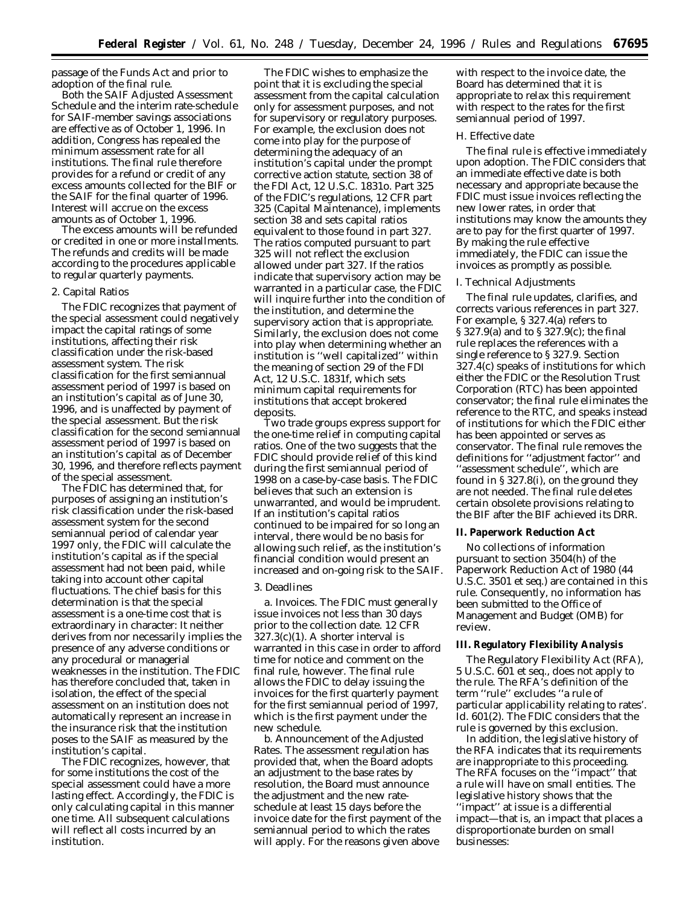passage of the Funds Act and prior to adoption of the final rule.

Both the SAIF Adjusted Assessment Schedule and the interim rate-schedule for SAIF-member savings associations are effective as of October 1, 1996. In addition, Congress has repealed the minimum assessment rate for all institutions. The final rule therefore provides for a refund or credit of any excess amounts collected for the BIF or the SAIF for the final quarter of 1996. Interest will accrue on the excess amounts as of October 1, 1996.

The excess amounts will be refunded or credited in one or more installments. The refunds and credits will be made according to the procedures applicable to regular quarterly payments.

2. Capital Ratios

The FDIC recognizes that payment of the special assessment could negatively impact the capital ratings of some institutions, affecting their risk classification under the risk-based assessment system. The risk classification for the first semiannual assessment period of 1997 is based on an institution's capital as of June 30, 1996, and is unaffected by payment of the special assessment. But the risk classification for the second semiannual assessment period of 1997 is based on an institution's capital as of December 30, 1996, and therefore reflects payment of the special assessment.

The FDIC has determined that, for purposes of assigning an institution's risk classification under the risk-based assessment system for the second semiannual period of calendar year 1997 only, the FDIC will calculate the institution's capital as if the special assessment had not been paid, while taking into account other capital fluctuations. The chief basis for this determination is that the special assessment is a one-time cost that is extraordinary in character: It neither derives from nor necessarily implies the presence of any adverse conditions or any procedural or managerial weaknesses in the institution. The FDIC has therefore concluded that, taken in isolation, the effect of the special assessment on an institution does not automatically represent an increase in the insurance risk that the institution poses to the SAIF as measured by the institution's capital.

The FDIC recognizes, however, that for some institutions the cost of the special assessment could have a more lasting effect. Accordingly, the FDIC is only calculating capital in this manner one time. All subsequent calculations will reflect all costs incurred by an institution.

The FDIC wishes to emphasize the point that it is excluding the special assessment from the capital calculation only for assessment purposes, and not for supervisory or regulatory purposes. For example, the exclusion does not come into play for the purpose of determining the adequacy of an institution's capital under the prompt corrective action statute, section 38 of the FDI Act, 12 U.S.C. 1831o. Part 325 of the FDIC's regulations, 12 CFR part 325 (Capital Maintenance), implements section 38 and sets capital ratios equivalent to those found in part 327. The ratios computed pursuant to part 325 will not reflect the exclusion allowed under part 327. If the ratios indicate that supervisory action may be warranted in a particular case, the FDIC will inquire further into the condition of the institution, and determine the supervisory action that is appropriate. Similarly, the exclusion does not come into play when determining whether an institution is ''well capitalized'' within the meaning of section 29 of the FDI Act, 12 U.S.C. 1831f, which sets minimum capital requirements for institutions that accept brokered deposits.

Two trade groups express support for the one-time relief in computing capital ratios. One of the two suggests that the FDIC should provide relief of this kind during the first semiannual period of 1998 on a case-by-case basis. The FDIC believes that such an extension is unwarranted, and would be imprudent. If an institution's capital ratios continued to be impaired for so long an interval, there would be no basis for allowing such relief, as the institution's financial condition would present an increased and on-going risk to the SAIF.

3. Deadlines

a. *Invoices.* The FDIC must generally issue invoices not less than 30 days prior to the collection date. 12 CFR 327.3(c)(1). A shorter interval is warranted in this case in order to afford time for notice and comment on the final rule, however. The final rule allows the FDIC to delay issuing the invoices for the first quarterly payment for the first semiannual period of 1997, which is the first payment under the new schedule.

b. *Announcement of the Adjusted Rates.* The assessment regulation has provided that, when the Board adopts an adjustment to the base rates by resolution, the Board must announce the adjustment and the new rate-schedule at least 15 days before the invoice date for the first payment of the semiannual period to which the rates will apply. For the reasons given above with respect to the invoice date, the Board has determined that it is appropriate to relax this requirement with respect to the rates for the first semiannual period of 1997.

H. Effective date

The final rule is effective immediately upon adoption. The FDIC considers that an immediate effective date is both necessary and appropriate because the FDIC must issue invoices reflecting the new lower rates, in order that institutions may know the amounts they are to pay for the first quarter of 1997. By making the rule effective immediately, the FDIC can issue the invoices as promptly as possible.

I. Technical Adjustments

The final rule updates, clarifies, and corrects various references in part 327. For example, § 327.4(a) refers to § 327.9(a) and to § 327.9(c); the final rule replaces the references with a single reference to § 327.9. Section 327.4(c) speaks of institutions for which either the FDIC or the Resolution Trust Corporation (RTC) has been appointed conservator; the final rule eliminates the reference to the RTC, and speaks instead of institutions for which the FDIC either has been appointed or serves as conservator. The final rule removes the definitions for ''adjustment factor'' and ''assessment schedule'', which are found in § 327.8(i), on the ground they are not needed. The final rule deletes certain obsolete provisions relating to the BIF after the BIF achieved its DRR.

**II. Paperwork Reduction Act**

No collections of information pursuant to section 3504(h) of the Paperwork Reduction Act of 1980 (44 U.S.C. 3501 *et seq.*) are contained in this rule. Consequently, no information has been submitted to the Office of Management and Budget (OMB) for review.

**III. Regulatory Flexibility Analysis**

The Regulatory Flexibility Act (RFA), 5 U.S.C. 601 *et seq.*, does not apply to the rule. The RFA's definition of the term ''rule'' excludes ''a rule of particular applicability relating to rates'. *Id.* 601(2). The FDIC considers that the rule is governed by this exclusion.

In addition, the legislative history of the RFA indicates that its requirements are inappropriate to this proceeding. The RFA focuses on the ''impact'' that a rule will have on small entities. The legislative history shows that the ''impact'' at issue is a differential impact—that is, an impact that places a disproportionate burden on small businesses: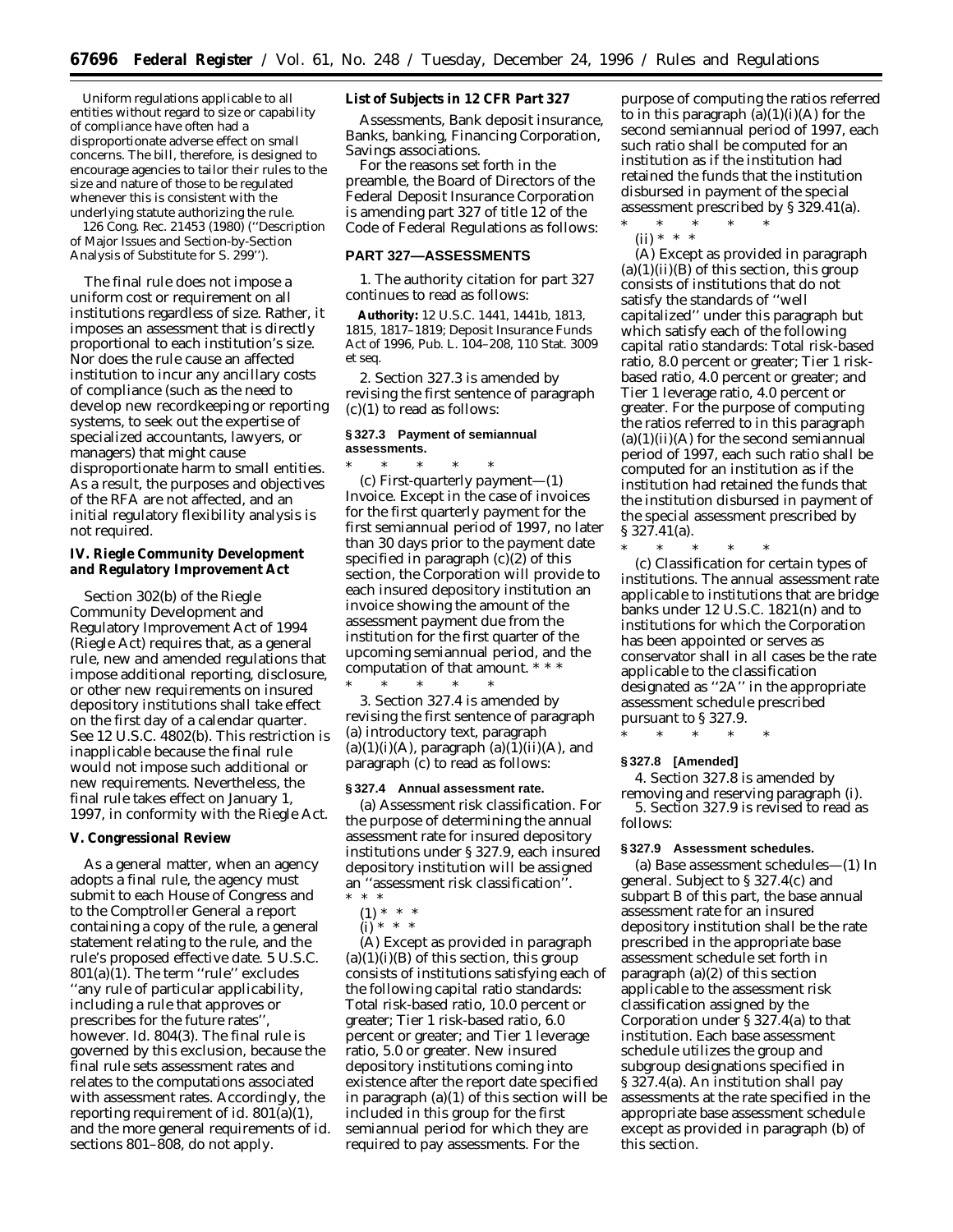Uniform regulations applicable to all entities without regard to size or capability of compliance have often had a disproportionate adverse effect on small concerns. The bill, therefore, is designed to encourage agencies to tailor their rules to the size and nature of those to be regulated whenever this is consistent with the underlying statute authorizing the rule.

126 Cong. Rec. 21453 (1980) (''Description of Major Issues and Section-by-Section Analysis of Substitute for S. 299'').

The final rule does not impose a uniform cost or requirement on all institutions regardless of size. Rather, it imposes an assessment that is directly proportional to each institution's size. Nor does the rule cause an affected institution to incur any ancillary costs of compliance (such as the need to develop new recordkeeping or reporting systems, to seek out the expertise of specialized accountants, lawyers, or managers) that might cause disproportionate harm to small entities. As a result, the purposes and objectives of the RFA are not affected, and an initial regulatory flexibility analysis is not required.

## IV. Riegle Community Development and Regulatory Improvement Act

Section 302(b) of the Riegle Community Development and Regulatory Improvement Act of 1994 (Riegle Act) requires that, as a general rule, new and amended regulations that impose additional reporting, disclosure, or other new requirements on insured depository institutions shall take effect on the first day of a calendar quarter. See 12 U.S.C. 4802(b). This restriction is inapplicable because the final rule would not impose such additional or new requirements. Nevertheless, the final rule takes effect on January 1, 1997, in conformity with the Riegle Act.

## V. Congressional Review

As a general matter, when an agency adopts a final rule, the agency must submit to each House of Congress and to the Comptroller General a report containing a copy of the rule, a general statement relating to the rule, and the rule's proposed effective date. 5 U.S.C. 801(a)(1). The term ''rule'' excludes ''any rule of particular applicability, including a rule that approves or prescribes for the future rates'', however. *Id.* 804(3). The final rule is governed by this exclusion, because the final rule sets assessment rates and relates to the computations associated with assessment rates. Accordingly, the reporting requirement of *id.* 801(a)(1), and the more general requirements of *id.* sections 801–808, do not apply.

## List of Subjects in 12 CFR Part 327

Assessments, Bank deposit insurance, Banks, banking, Financing Corporation, Savings associations.

For the reasons set forth in the preamble, the Board of Directors of the Federal Deposit Insurance Corporation is amending part 327 of title 12 of the Code of Federal Regulations as follows:

## PART 327—ASSESSMENTS

1. The authority citation for part 327 continues to read as follows:

**Authority:** 12 U.S.C. 1441, 1441b, 1813, 1815, 1817–1819; Deposit Insurance Funds Act of 1996, Pub. L. 104–208, 110 Stat. 3009 et seq.

2. Section 327.3 is amended by revising the first sentence of paragraph (c)(1) to read as follows:

### § 327.3 Payment of semiannual assessments.

\* \* \* \* \*

(c) *First-quarterly payment*—(1) *Invoice.* Except in the case of invoices for the first quarterly payment for the first semiannual period of 1997, no later than 30 days prior to the payment date specified in paragraph (c)(2) of this section, the Corporation will provide to each insured depository institution an invoice showing the amount of the assessment payment due from the institution for the first quarter of the upcoming semiannual period, and the computation of that amount. \* \* \*

\* \* \* \* \*

3. Section 327.4 is amended by revising the first sentence of paragraph (a) introductory text, paragraph (a)(1)(i)(A), paragraph (a)(1)(ii)(A), and paragraph (c) to read as follows:

### § 327.4 Annual assessment rate.

(a) *Assessment risk classification.* For the purpose of determining the annual assessment rate for insured depository institutions under § 327.9, each insured depository institution will be assigned an ''assessment risk classification''. \* \* \*

(1) \* \* \*

(i) \* \* \*

(A) Except as provided in paragraph (a)(1)(i)(B) of this section, this group consists of institutions satisfying each of the following capital ratio standards: Total risk-based ratio, 10.0 percent or greater; Tier 1 risk-based ratio, 6.0 percent or greater; and Tier 1 leverage ratio, 5.0 or greater. New insured depository institutions coming into existence after the report date specified in paragraph (a)(1) of this section will be included in this group for the first semiannual period for which they are required to pay assessments. For the purpose of computing the ratios referred to in this paragraph (a)(1)(i)(A) for the second semiannual period of 1997, each such ratio shall be computed for an institution as if the institution had retained the funds that the institution disbursed in payment of the special assessment prescribed by § 329.41(a).

\* \* \* \* \*

(ii) \* \* \*

(A) Except as provided in paragraph (a)(1)(ii)(B) of this section, this group consists of institutions that do not satisfy the standards of ''well capitalized'' under this paragraph but which satisfy each of the following capital ratio standards: Total risk-based ratio, 8.0 percent or greater; Tier 1 risk-based ratio, 4.0 percent or greater; and Tier 1 leverage ratio, 4.0 percent or greater. For the purpose of computing the ratios referred to in this paragraph (a)(1)(ii)(A) for the second semiannual period of 1997, each such ratio shall be computed for an institution as if the institution had retained the funds that the institution disbursed in payment of the special assessment prescribed by § 327.41(a).

\* \* \* \* \*

(c) *Classification for certain types of institutions.* The annual assessment rate applicable to institutions that are bridge banks under 12 U.S.C. 1821(n) and to institutions for which the Corporation has been appointed or serves as conservator shall in all cases be the rate applicable to the classification designated as ''2A'' in the appropriate assessment schedule prescribed pursuant to § 327.9.

\* \* \* \* \*

### § 327.8 [Amended]

4. Section 327.8 is amended by removing and reserving paragraph (i).

5. Section 327.9 is revised to read as follows:

### § 327.9 Assessment schedules.

(a) *Base assessment schedules*—(1) *In general.* Subject to § 327.4(c) and subpart B of this part, the base annual assessment rate for an insured depository institution shall be the rate prescribed in the appropriate base assessment schedule set forth in paragraph (a)(2) of this section applicable to the assessment risk classification assigned by the Corporation under § 327.4(a) to that institution. Each base assessment schedule utilizes the group and subgroup designations specified in § 327.4(a). An institution shall pay assessments at the rate specified in the appropriate base assessment schedule except as provided in paragraph (b) of this section.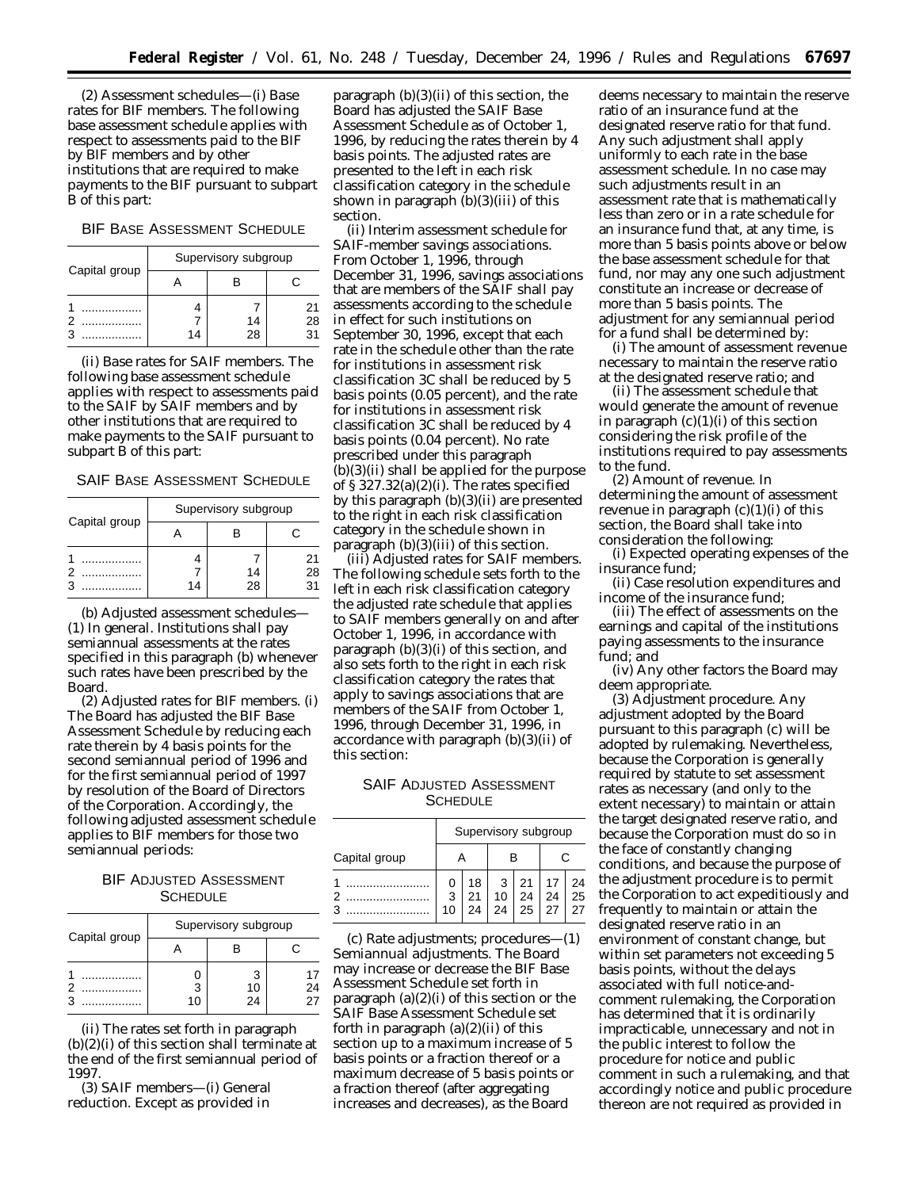(2) *Assessment schedules*—(i) *Base rates for BIF members.* The following base assessment schedule applies with respect to assessments paid to the BIF by BIF members and by other institutions that are required to make payments to the BIF pursuant to subpart B of this part:

BIF BASE ASSESSMENT SCHEDULE

| Capital group | Supervisory subgroup | | |
|---|---|---|---|
| | A | B | C |
| 1 | 4 | 7 | 21 |
| 2 | 7 | 14 | 28 |
| 3 | 14 | 28 | 31 |

(ii) *Base rates for SAIF members.* The following base assessment schedule applies with respect to assessments paid to the SAIF by SAIF members and by other institutions that are required to make payments to the SAIF pursuant to subpart B of this part:

SAIF BASE ASSESSMENT SCHEDULE

| Capital group | Supervisory subgroup | | |
|---|---|---|---|
| | A | B | C |
| 1 | 4 | 7 | 21 |
| 2 | 7 | 14 | 28 |
| 3 | 14 | 28 | 31 |

(b) *Adjusted assessment schedules*—(1) *In general.* Institutions shall pay semiannual assessments at the rates specified in this paragraph (b) whenever such rates have been prescribed by the Board.

(2) *Adjusted rates for BIF members.* (i) The Board has adjusted the BIF Base Assessment Schedule by reducing each rate therein by 4 basis points for the second semiannual period of 1996 and for the first semiannual period of 1997 by resolution of the Board of Directors of the Corporation. Accordingly, the following adjusted assessment schedule applies to BIF members for those two semiannual periods:

BIF ADJUSTED ASSESSMENT SCHEDULE

| Capital group | Supervisory subgroup | | |
|---|---|---|---|
| | A | B | C |
| 1 | 0 | 3 | 17 |
| 2 | 3 | 10 | 24 |
| 3 | 10 | 24 | 27 |

(ii) The rates set forth in paragraph (b)(2)(i) of this section shall terminate at the end of the first semiannual period of 1997.

(3) *SAIF members*—(i) *General reduction.* Except as provided in paragraph (b)(3)(ii) of this section, the Board has adjusted the SAIF Base Assessment Schedule as of October 1, 1996, by reducing the rates therein by 4 basis points. The adjusted rates are presented to the left in each risk classification category in the schedule shown in paragraph (b)(3)(iii) of this section.

(ii) *Interim assessment schedule for SAIF-member savings associations.* From October 1, 1996, through December 31, 1996, savings associations that are members of the SAIF shall pay assessments according to the schedule in effect for such institutions on September 30, 1996, except that each rate in the schedule other than the rate for institutions in assessment risk classification 3C shall be reduced by 5 basis points (0.05 percent), and the rate for institutions in assessment risk classification 3C shall be reduced by 4 basis points (0.04 percent). No rate prescribed under this paragraph (b)(3)(ii) shall be applied for the purpose of § 327.32(a)(2)(i). The rates specified by this paragraph (b)(3)(ii) are presented to the right in each risk classification category in the schedule shown in paragraph (b)(3)(iii) of this section.

(iii) *Adjusted rates for SAIF members.* The following schedule sets forth to the left in each risk classification category the adjusted rate schedule that applies to SAIF members generally on and after October 1, 1996, in accordance with paragraph (b)(3)(i) of this section, and also sets forth to the right in each risk classification category the rates that apply to savings associations that are members of the SAIF from October 1, 1996, through December 31, 1996, in accordance with paragraph (b)(3)(ii) of this section:

SAIF ADJUSTED ASSESSMENT SCHEDULE

| Capital group | Supervisory subgroup | | | | | |
|---|---|---|---|---|---|---|
| | A | | B | | C | |
| 1 | 0 | 18 | 3 | 21 | 17 | 24 |
| 2 | 3 | 21 | 10 | 24 | 24 | 25 |
| 3 | 10 | 24 | 24 | 25 | 27 | 27 |

(c) *Rate adjustments; procedures*—(1) *Semiannual adjustments.* The Board may increase or decrease the BIF Base Assessment Schedule set forth in paragraph (a)(2)(i) of this section or the SAIF Base Assessment Schedule set forth in paragraph (a)(2)(ii) of this section up to a maximum increase of 5 basis points or a fraction thereof or a maximum decrease of 5 basis points or a fraction thereof (after aggregating increases and decreases), as the Board deems necessary to maintain the reserve ratio of an insurance fund at the designated reserve ratio for that fund. Any such adjustment shall apply uniformly to each rate in the base assessment schedule. In no case may such adjustments result in an assessment rate that is mathematically less than zero or in a rate schedule for an insurance fund that, at any time, is more than 5 basis points above or below the base assessment schedule for that fund, nor may any one such adjustment constitute an increase or decrease of more than 5 basis points. The adjustment for any semiannual period for a fund shall be determined by:

(i) The amount of assessment revenue necessary to maintain the reserve ratio at the designated reserve ratio; and

(ii) The assessment schedule that would generate the amount of revenue in paragraph (c)(1)(i) of this section considering the risk profile of the institutions required to pay assessments to the fund.

(2) *Amount of revenue.* In determining the amount of assessment revenue in paragraph (c)(1)(i) of this section, the Board shall take into consideration the following:

(i) Expected operating expenses of the insurance fund;

(ii) Case resolution expenditures and income of the insurance fund;

(iii) The effect of assessments on the earnings and capital of the institutions paying assessments to the insurance fund; and

(iv) Any other factors the Board may deem appropriate.

(3) *Adjustment procedure.* Any adjustment adopted by the Board pursuant to this paragraph (c) will be adopted by rulemaking. Nevertheless, because the Corporation is generally required by statute to set assessment rates as necessary (and only to the extent necessary) to maintain or attain the target designated reserve ratio, and because the Corporation must do so in the face of constantly changing conditions, and because the purpose of the adjustment procedure is to permit the Corporation to act expeditiously and frequently to maintain or attain the designated reserve ratio in an environment of constant change, but within set parameters not exceeding 5 basis points, without the delays associated with full notice-and-comment rulemaking, the Corporation has determined that it is ordinarily impracticable, unnecessary and not in the public interest to follow the procedure for notice and public comment in such a rulemaking, and that accordingly notice and public procedure thereon are not required as provided in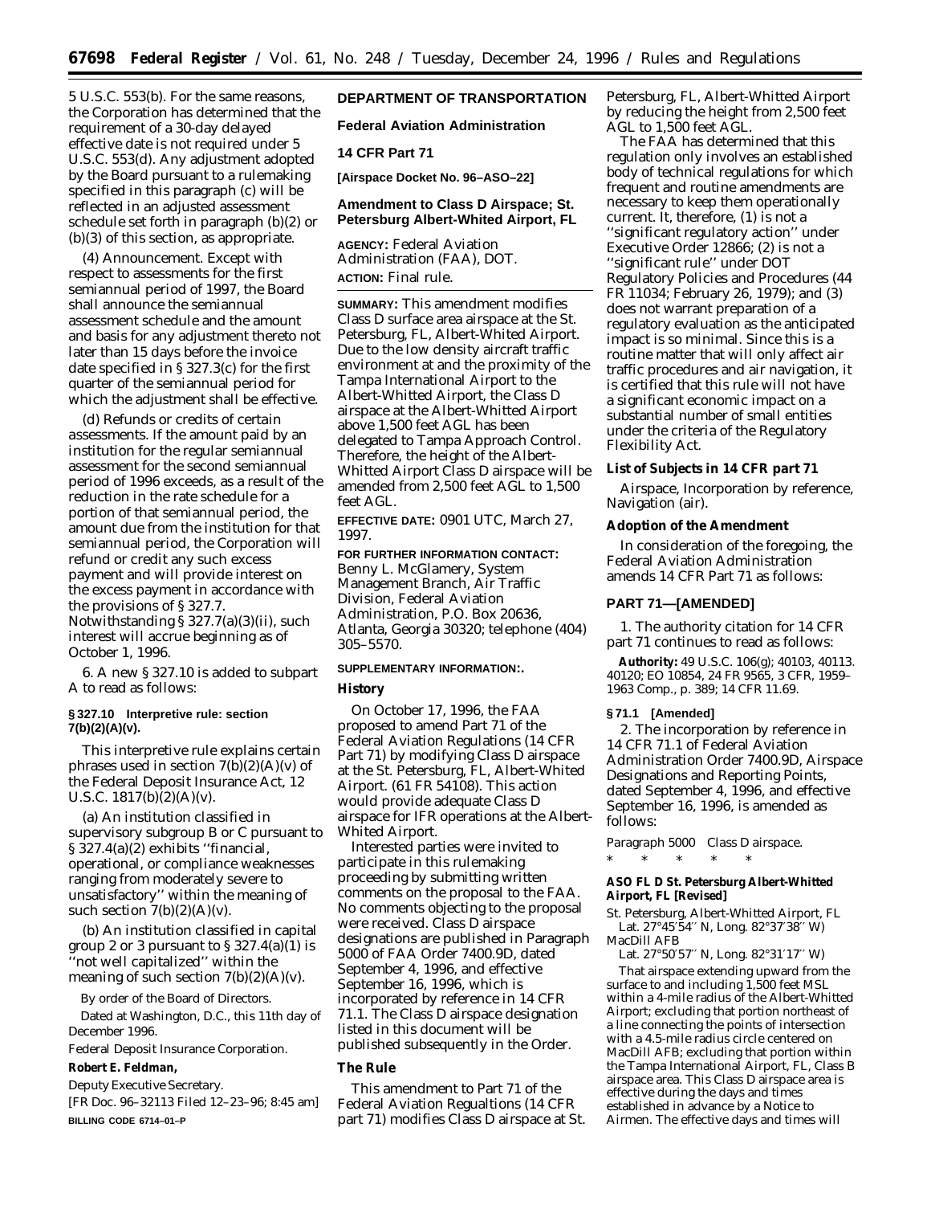5 U.S.C. 553(b). For the same reasons, the Corporation has determined that the requirement of a 30-day delayed effective date is not required under 5 U.S.C. 553(d). Any adjustment adopted by the Board pursuant to a rulemaking specified in this paragraph (c) will be reflected in an adjusted assessment schedule set forth in paragraph (b)(2) or (b)(3) of this section, as appropriate.

(4) *Announcement.* Except with respect to assessments for the first semiannual period of 1997, the Board shall announce the semiannual assessment schedule and the amount and basis for any adjustment thereto not later than 15 days before the invoice date specified in § 327.3(c) for the first quarter of the semiannual period for which the adjustment shall be effective.

(d) *Refunds or credits of certain assessments.* If the amount paid by an institution for the regular semiannual assessment for the second semiannual period of 1996 exceeds, as a result of the reduction in the rate schedule for a portion of that semiannual period, the amount due from the institution for that semiannual period, the Corporation will refund or credit any such excess payment and will provide interest on the excess payment in accordance with the provisions of § 327.7. Notwithstanding § 327.7(a)(3)(ii), such interest will accrue beginning as of October 1, 1996.

6. A new § 327.10 is added to subpart A to read as follows:

**§ 327.10 Interpretive rule: section 7(b)(2)(A)(v).**

This interpretive rule explains certain phrases used in section 7(b)(2)(A)(v) of the Federal Deposit Insurance Act, 12 U.S.C. 1817(b)(2)(A)(v).

(a) An institution classified in supervisory subgroup B or C pursuant to § 327.4(a)(2) exhibits ''financial, operational, or compliance weaknesses ranging from moderately severe to unsatisfactory'' within the meaning of such section 7(b)(2)(A)(v).

(b) An institution classified in capital group 2 or 3 pursuant to § 327.4(a)(1) is ''not well capitalized'' within the meaning of such section 7(b)(2)(A)(v).

By order of the Board of Directors.

Dated at Washington, D.C., this 11th day of December 1996.

Federal Deposit Insurance Corporation.

**Robert E. Feldman,**

*Deputy Executive Secretary.*

[FR Doc. 96–32113 Filed 12–23–96; 8:45 am]

**BILLING CODE 6714–01–P**

## DEPARTMENT OF TRANSPORTATION

## Federal Aviation Administration

## 14 CFR Part 71

**[Airspace Docket No. 96–ASO–22]**

## Amendment to Class D Airspace; St. Petersburg Albert-Whited Airport, FL

**AGENCY:** Federal Aviation Administration (FAA), DOT.

**ACTION:** Final rule.

**SUMMARY:** This amendment modifies Class D surface area airspace at the St. Petersburg, FL, Albert-Whited Airport. Due to the low density aircraft traffic environment at and the proximity of the Tampa International Airport to the Albert-Whitted Airport, the Class D airspace at the Albert-Whitted Airport above 1,500 feet AGL has been delegated to Tampa Approach Control. Therefore, the height of the Albert-Whitted Airport Class D airspace will be amended from 2,500 feet AGL to 1,500 feet AGL.

**EFFECTIVE DATE:** 0901 UTC, March 27, 1997.

**FOR FURTHER INFORMATION CONTACT:** Benny L. McGlamery, System Management Branch, Air Traffic Division, Federal Aviation Administration, P.O. Box 20636, Atlanta, Georgia 30320; telephone (404) 305–5570.

**SUPPLEMENTARY INFORMATION:.**

### History

On October 17, 1996, the FAA proposed to amend Part 71 of the Federal Aviation Regulations (14 CFR Part 71) by modifying Class D airspace at the St. Petersburg, FL, Albert-Whited Airport. (61 FR 54108). This action would provide adequate Class D airspace for IFR operations at the Albert-Whited Airport.

Interested parties were invited to participate in this rulemaking proceeding by submitting written comments on the proposal to the FAA. No comments objecting to the proposal were received. Class D airspace designations are published in Paragraph 5000 of FAA Order 7400.9D, dated September 4, 1996, and effective September 16, 1996, which is incorporated by reference in 14 CFR 71.1. The Class D airspace designation listed in this document will be published subsequently in the Order.

### The Rule

This amendment to Part 71 of the Federal Aviation Regualtions (14 CFR part 71) modifies Class D airspace at St. Petersburg, FL, Albert-Whitted Airport by reducing the height from 2,500 feet AGL to 1,500 feet AGL.

The FAA has determined that this regulation only involves an established body of technical regulations for which frequent and routine amendments are necessary to keep them operationally current. It, therefore, (1) is not a ''significant regulatory action'' under Executive Order 12866; (2) is not a ''significant rule'' under DOT Regulatory Policies and Procedures (44 FR 11034; February 26, 1979); and (3) does not warrant preparation of a regulatory evaluation as the anticipated impact is so minimal. Since this is a routine matter that will only affect air traffic procedures and air navigation, it is certified that this rule will not have a significant economic impact on a substantial number of small entities under the criteria of the Regulatory Flexibility Act.

### List of Subjects in 14 CFR part 71

Airspace, Incorporation by reference, Navigation (air).

### Adoption of the Amendment

In consideration of the foregoing, the Federal Aviation Administration amends 14 CFR Part 71 as follows:

## PART 71—[AMENDED]

1. The authority citation for 14 CFR part 71 continues to read as follows:

**Authority:** 49 U.S.C. 106(g); 40103, 40113. 40120; EO 10854, 24 FR 9565, 3 CFR, 1959–1963 Comp., p. 389; 14 CFR 11.69.

**§ 71.1 [Amended]**

2. The incorporation by reference in 14 CFR 71.1 of Federal Aviation Administration Order 7400.9D, Airspace Designations and Reporting Points, dated September 4, 1996, and effective September 16, 1996, is amended as follows:

*Paragraph 5000 Class D airspace.*

\* \* \* \* \*

**ASO FL D St. Petersburg Albert-Whitted Airport, FL [Revised]**

St. Petersburg, Albert-Whitted Airport, FL
(Lat. 27°45′54″ N, Long. 82°37′38″ W)
MacDill AFB
(Lat. 27°50′57″ N, Long. 82°31′17″ W)

That airspace extending upward from the surface to and including 1,500 feet MSL within a 4-mile radius of the Albert-Whitted Airport; excluding that portion northeast of a line connecting the points of intersection with a 4.5-mile radius circle centered on MacDill AFB; excluding that portion within the Tampa International Airport, FL, Class B airspace area. This Class D airspace area is effective during the days and times established in advance by a Notice to Airmen. The effective days and times will